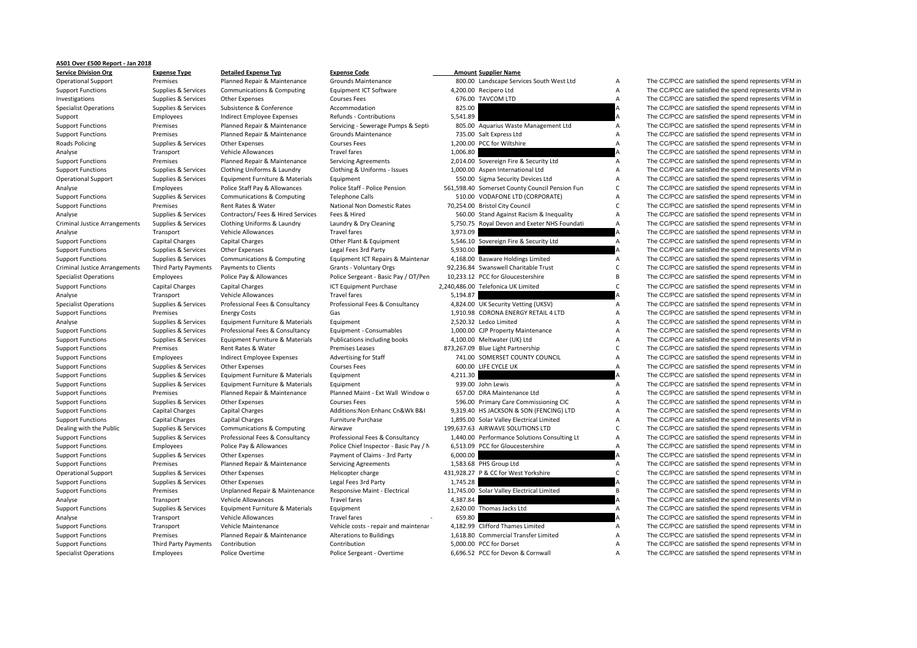**AS01 Over £500 Report - Jan 2018**

| Service Division Org | Expense Type | Detailed Expense Typ | Expense Code | Amount | Supplier Name | | |
|---|---|---|---|---|---|---|---|
| Operational Support | Premises | Planned Repair & Maintenance | Grounds Maintenance | 800.00 | Landscape Services South West Ltd | A | The CC/PCC are satisfied the spend represents VFM in |
| Support Functions | Supplies & Services | Communications & Computing | Equipment ICT Software | 4,200.00 | Recipero Ltd | A | The CC/PCC are satisfied the spend represents VFM in |
| Investigations | Supplies & Services | Other Expenses | Courses Fees | 676.00 | TAVCOM LTD | A | The CC/PCC are satisfied the spend represents VFM in |
| Specialist Operations | Supplies & Services | Subsistence & Conference | Accommodation | 825.00 | | A | The CC/PCC are satisfied the spend represents VFM in |
| Support | Employees | Indirect Employee Expenses | Refunds - Contributions | 5,541.89 | | A | The CC/PCC are satisfied the spend represents VFM in |
| Support Functions | Premises | Planned Repair & Maintenance | Servicing - Sewerage Pumps & Septi | 805.00 | Aquarius Waste Management Ltd | A | The CC/PCC are satisfied the spend represents VFM in |
| Support Functions | Premises | Planned Repair & Maintenance | Grounds Maintenance | 735.00 | Salt Express Ltd | A | The CC/PCC are satisfied the spend represents VFM in |
| Roads Policing | Supplies & Services | Other Expenses | Courses Fees | 1,200.00 | PCC for Wiltshire | A | The CC/PCC are satisfied the spend represents VFM in |
| Analyse | Transport | Vehicle Allowances | Travel fares | 1,006.80 | | A | The CC/PCC are satisfied the spend represents VFM in |
| Support Functions | Premises | Planned Repair & Maintenance | Servicing Agreements | 2,014.00 | Sovereign Fire & Security Ltd | A | The CC/PCC are satisfied the spend represents VFM in |
| Support Functions | Supplies & Services | Clothing Uniforms & Laundry | Clothing & Uniforms - Issues | 1,000.00 | Aspen International Ltd | A | The CC/PCC are satisfied the spend represents VFM in |
| Operational Support | Supplies & Services | Equipment Furniture & Materials | Equipment | 550.00 | Sigma Security Devices Ltd | A | The CC/PCC are satisfied the spend represents VFM in |
| Analyse | Employees | Police Staff Pay & Allowances | Police Staff - Police Pension | 561,598.40 | Somerset County Council Pension Fun | C | The CC/PCC are satisfied the spend represents VFM in |
| Support Functions | Supplies & Services | Communications & Computing | Telephone Calls | 510.00 | VODAFONE LTD (CORPORATE) | A | The CC/PCC are satisfied the spend represents VFM in |
| Support Functions | Premises | Rent Rates & Water | National Non Domestic Rates | 70,254.00 | Bristol City Council | C | The CC/PCC are satisfied the spend represents VFM in |
| Analyse | Supplies & Services | Contractors/ Fees & Hired Services | Fees & Hired | 560.00 | Stand Against Racism & Inequality | A | The CC/PCC are satisfied the spend represents VFM in |
| Criminal Justice Arrangements | Supplies & Services | Clothing Uniforms & Laundry | Laundry & Dry Cleaning | 5,750.75 | Royal Devon and Exeter NHS Foundati | A | The CC/PCC are satisfied the spend represents VFM in |
| Analyse | Transport | Vehicle Allowances | Travel fares | 3,973.09 | | A | The CC/PCC are satisfied the spend represents VFM in |
| Support Functions | Capital Charges | Capital Charges | Other Plant & Equipment | 5,546.10 | Sovereign Fire & Security Ltd | A | The CC/PCC are satisfied the spend represents VFM in |
| Support Functions | Supplies & Services | Other Expenses | Legal Fees 3rd Party | 5,930.00 | | A | The CC/PCC are satisfied the spend represents VFM in |
| Support Functions | Supplies & Services | Communications & Computing | Equipment ICT Repairs & Maintenar | 4,168.00 | Basware Holdings Limited | A | The CC/PCC are satisfied the spend represents VFM in |
| Criminal Justice Arrangements | Third Party Payments | Payments to Clients | Grants - Voluntary Orgs | 92,236.84 | Swanswell Charitable Trust | C | The CC/PCC are satisfied the spend represents VFM in |
| Specialist Operations | Employees | Police Pay & Allowances | Police Sergeant - Basic Pay / OT/Pen | 10,233.12 | PCC for Gloucestershire | B | The CC/PCC are satisfied the spend represents VFM in |
| Support Functions | Capital Charges | Capital Charges | ICT Equipment Purchase | 2,240,486.00 | Telefonica UK Limited | C | The CC/PCC are satisfied the spend represents VFM in |
| Analyse | Transport | Vehicle Allowances | Travel fares | 5,194.87 | | A | The CC/PCC are satisfied the spend represents VFM in |
| Specialist Operations | Supplies & Services | Professional Fees & Consultancy | Professional Fees & Consultancy | 4,824.00 | UK Security Vetting (UKSV) | A | The CC/PCC are satisfied the spend represents VFM in |
| Support Functions | Premises | Energy Costs | Gas | 1,910.98 | CORONA ENERGY RETAIL 4 LTD | A | The CC/PCC are satisfied the spend represents VFM in |
| Analyse | Supplies & Services | Equipment Furniture & Materials | Equipment | 2,520.32 | Ledco Limited | A | The CC/PCC are satisfied the spend represents VFM in |
| Support Functions | Supplies & Services | Professional Fees & Consultancy | Equipment - Consumables | 1,000.00 | CJP Property Maintenance | A | The CC/PCC are satisfied the spend represents VFM in |
| Support Functions | Supplies & Services | Equipment Furniture & Materials | Publications including books | 4,100.00 | Meltwater (UK) Ltd | A | The CC/PCC are satisfied the spend represents VFM in |
| Support Functions | Premises | Rent Rates & Water | Premises Leases | 873,267.09 | Blue Light Partnership | C | The CC/PCC are satisfied the spend represents VFM in |
| Support Functions | Employees | Indirect Employee Expenses | Advertising for Staff | 741.00 | SOMERSET COUNTY COUNCIL | A | The CC/PCC are satisfied the spend represents VFM in |
| Support Functions | Supplies & Services | Other Expenses | Courses Fees | 600.00 | LIFE CYCLE UK | A | The CC/PCC are satisfied the spend represents VFM in |
| Support Functions | Supplies & Services | Equipment Furniture & Materials | Equipment | 4,211.30 | | A | The CC/PCC are satisfied the spend represents VFM in |
| Support Functions | Supplies & Services | Equipment Furniture & Materials | Equipment | 939.00 | John Lewis | A | The CC/PCC are satisfied the spend represents VFM in |
| Support Functions | Premises | Planned Repair & Maintenance | Planned Maint - Ext Wall Window o | 657.00 | DRA Maintenance Ltd | A | The CC/PCC are satisfied the spend represents VFM in |
| Support Functions | Supplies & Services | Other Expenses | Courses Fees | 596.00 | Primary Care Commissioning CIC | A | The CC/PCC are satisfied the spend represents VFM in |
| Support Functions | Capital Charges | Capital Charges | Additions:Non Enhanc Cn&Wk B&I | 9,319.40 | HS JACKSON & SON (FENCING) LTD | A | The CC/PCC are satisfied the spend represents VFM in |
| Support Functions | Capital Charges | Capital Charges | Furniture Purchase | 1,895.00 | Solar Valley Electrical Limited | A | The CC/PCC are satisfied the spend represents VFM in |
| Dealing with the Public | Supplies & Services | Communications & Computing | Airwave | 199,637.63 | AIRWAVE SOLUTIONS LTD | C | The CC/PCC are satisfied the spend represents VFM in |
| Support Functions | Supplies & Services | Professional Fees & Consultancy | Professional Fees & Consultancy | 1,440.00 | Performance Solutions Consulting Lt | A | The CC/PCC are satisfied the spend represents VFM in |
| Support Functions | Employees | Police Pay & Allowances | Police Chief Inspector - Basic Pay / N | 6,513.09 | PCC for Gloucestershire | A | The CC/PCC are satisfied the spend represents VFM in |
| Support Functions | Supplies & Services | Other Expenses | Payment of Claims - 3rd Party | 6,000.00 | | A | The CC/PCC are satisfied the spend represents VFM in |
| Support Functions | Premises | Planned Repair & Maintenance | Servicing Agreements | 1,583.68 | PHS Group Ltd | A | The CC/PCC are satisfied the spend represents VFM in |
| Operational Support | Supplies & Services | Other Expenses | Helicopter charge | 431,928.27 | P & CC for West Yorkshire | C | The CC/PCC are satisfied the spend represents VFM in |
| Support Functions | Supplies & Services | Other Expenses | Legal Fees 3rd Party | 1,745.28 | | A | The CC/PCC are satisfied the spend represents VFM in |
| Support Functions | Premises | Unplanned Repair & Maintenance | Responsive Maint - Electrical | 11,745.00 | Solar Valley Electrical Limited | B | The CC/PCC are satisfied the spend represents VFM in |
| Analyse | Transport | Vehicle Allowances | Travel fares | 4,387.84 | | A | The CC/PCC are satisfied the spend represents VFM in |
| Support Functions | Supplies & Services | Equipment Furniture & Materials | Equipment | 2,620.00 | Thomas Jacks Ltd | A | The CC/PCC are satisfied the spend represents VFM in |
| Analyse | Transport | Vehicle Allowances | Travel fares | - 659.80 | | A | The CC/PCC are satisfied the spend represents VFM in |
| Support Functions | Transport | Vehicle Maintenance | Vehicle costs - repair and maintenar | 4,182.99 | Clifford Thames Limited | A | The CC/PCC are satisfied the spend represents VFM in |
| Support Functions | Premises | Planned Repair & Maintenance | Alterations to Buildings | 1,618.80 | Commercial Transfer Limited | A | The CC/PCC are satisfied the spend represents VFM in |
| Support Functions | Third Party Payments | Contribution | Contribution | 5,000.00 | PCC for Dorset | A | The CC/PCC are satisfied the spend represents VFM in |
| Specialist Operations | Employees | Police Overtime | Police Sergeant - Overtime | 6,696.52 | PCC for Devon & Cornwall | A | The CC/PCC are satisfied the spend represents VFM in |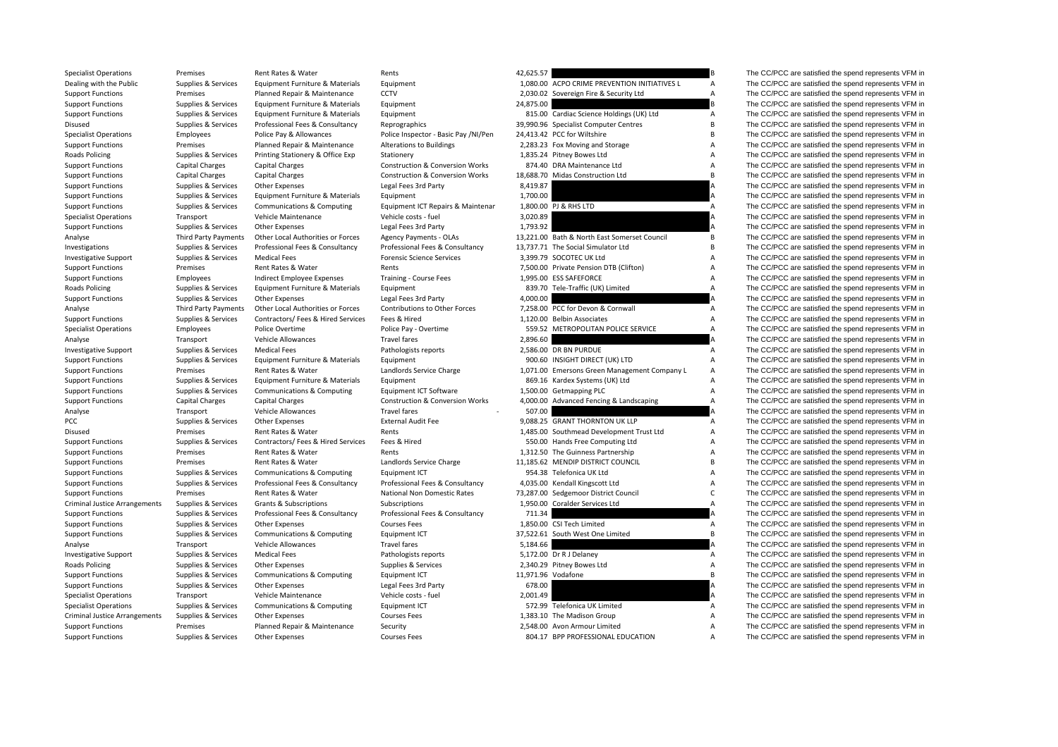| | | | | | | | |
|---|---|---|---|---|---|---|---|
| Specialist Operations | Premises | Rent Rates & Water | Rents | 42,625.57 | | B | The CC/PCC are satisfied the spend represents VFM in |
| Dealing with the Public | Supplies & Services | Equipment Furniture & Materials | Equipment | 1,080.00 | ACPO CRIME PREVENTION INITIATIVES L | A | The CC/PCC are satisfied the spend represents VFM in |
| Support Functions | Premises | Planned Repair & Maintenance | CCTV | 2,030.02 | Sovereign Fire & Security Ltd | A | The CC/PCC are satisfied the spend represents VFM in |
| Support Functions | Supplies & Services | Equipment Furniture & Materials | Equipment | 24,875.00 | | B | The CC/PCC are satisfied the spend represents VFM in |
| Support Functions | Supplies & Services | Equipment Furniture & Materials | Equipment | 815.00 | Cardiac Science Holdings (UK) Ltd | A | The CC/PCC are satisfied the spend represents VFM in |
| Disused | Supplies & Services | Professional Fees & Consultancy | Reprographics | 39,990.96 | Specialist Computer Centres | B | The CC/PCC are satisfied the spend represents VFM in |
| Specialist Operations | Employees | Police Pay & Allowances | Police Inspector - Basic Pay /NI/Pen | 24,413.42 | PCC for Wiltshire | B | The CC/PCC are satisfied the spend represents VFM in |
| Support Functions | Premises | Planned Repair & Maintenance | Alterations to Buildings | 2,283.23 | Fox Moving and Storage | A | The CC/PCC are satisfied the spend represents VFM in |
| Roads Policing | Supplies & Services | Printing Stationery & Office Exp | Stationery | 1,835.24 | Pitney Bowes Ltd | A | The CC/PCC are satisfied the spend represents VFM in |
| Support Functions | Capital Charges | Capital Charges | Construction & Conversion Works | 874.40 | DRA Maintenance Ltd | A | The CC/PCC are satisfied the spend represents VFM in |
| Support Functions | Capital Charges | Capital Charges | Construction & Conversion Works | 18,688.70 | Midas Construction Ltd | B | The CC/PCC are satisfied the spend represents VFM in |
| Support Functions | Supplies & Services | Other Expenses | Legal Fees 3rd Party | 8,419.87 | | A | The CC/PCC are satisfied the spend represents VFM in |
| Support Functions | Supplies & Services | Equipment Furniture & Materials | Equipment | 1,700.00 | | A | The CC/PCC are satisfied the spend represents VFM in |
| Support Functions | Supplies & Services | Communications & Computing | Equipment ICT Repairs & Maintenar | 1,800.00 | PJ & RHS LTD | A | The CC/PCC are satisfied the spend represents VFM in |
| Specialist Operations | Transport | Vehicle Maintenance | Vehicle costs - fuel | 3,020.89 | | A | The CC/PCC are satisfied the spend represents VFM in |
| Support Functions | Supplies & Services | Other Expenses | Legal Fees 3rd Party | 1,793.92 | | A | The CC/PCC are satisfied the spend represents VFM in |
| Analyse | Third Party Payments | Other Local Authorities or Forces | Agency Payments - OLAs | 13,221.00 | Bath & North East Somerset Council | B | The CC/PCC are satisfied the spend represents VFM in |
| Investigations | Supplies & Services | Professional Fees & Consultancy | Professional Fees & Consultancy | 13,737.71 | The Social Simulator Ltd | B | The CC/PCC are satisfied the spend represents VFM in |
| Investigative Support | Supplies & Services | Medical Fees | Forensic Science Services | 3,399.79 | SOCOTEC UK Ltd | A | The CC/PCC are satisfied the spend represents VFM in |
| Support Functions | Premises | Rent Rates & Water | Rents | 7,500.00 | Private Pension DTB (Clifton) | A | The CC/PCC are satisfied the spend represents VFM in |
| Support Functions | Employees | Indirect Employee Expenses | Training - Course Fees | 1,995.00 | ESS SAFEFORCE | A | The CC/PCC are satisfied the spend represents VFM in |
| Roads Policing | Supplies & Services | Equipment Furniture & Materials | Equipment | 839.70 | Tele-Traffic (UK) Limited | A | The CC/PCC are satisfied the spend represents VFM in |
| Support Functions | Supplies & Services | Other Expenses | Legal Fees 3rd Party | 4,000.00 | | A | The CC/PCC are satisfied the spend represents VFM in |
| Analyse | Third Party Payments | Other Local Authorities or Forces | Contributions to Other Forces | 7,258.00 | PCC for Devon & Cornwall | A | The CC/PCC are satisfied the spend represents VFM in |
| Support Functions | Supplies & Services | Contractors/ Fees & Hired Services | Fees & Hired | 1,120.00 | Belbin Associates | A | The CC/PCC are satisfied the spend represents VFM in |
| Specialist Operations | Employees | Police Overtime | Police Pay - Overtime | 559.52 | METROPOLITAN POLICE SERVICE | A | The CC/PCC are satisfied the spend represents VFM in |
| Analyse | Transport | Vehicle Allowances | Travel fares | 2,896.60 | | A | The CC/PCC are satisfied the spend represents VFM in |
| Investigative Support | Supplies & Services | Medical Fees | Pathologists reports | 2,586.00 | DR BN PURDUE | A | The CC/PCC are satisfied the spend represents VFM in |
| Support Functions | Supplies & Services | Equipment Furniture & Materials | Equipment | 900.60 | INSIGHT DIRECT (UK) LTD | A | The CC/PCC are satisfied the spend represents VFM in |
| Support Functions | Premises | Rent Rates & Water | Landlords Service Charge | 1,071.00 | Emersons Green Management Company L | A | The CC/PCC are satisfied the spend represents VFM in |
| Support Functions | Supplies & Services | Equipment Furniture & Materials | Equipment | 869.16 | Kardex Systems (UK) Ltd | A | The CC/PCC are satisfied the spend represents VFM in |
| Support Functions | Supplies & Services | Communications & Computing | Equipment ICT Software | 1,500.00 | Getmapping PLC | A | The CC/PCC are satisfied the spend represents VFM in |
| Support Functions | Capital Charges | Capital Charges | Construction & Conversion Works | 4,000.00 | Advanced Fencing & Landscaping | A | The CC/PCC are satisfied the spend represents VFM in |
| Analyse | Transport | Vehicle Allowances | Travel fares | - 507.00 | | A | The CC/PCC are satisfied the spend represents VFM in |
| PCC | Supplies & Services | Other Expenses | External Audit Fee | 9,088.25 | GRANT THORNTON UK LLP | A | The CC/PCC are satisfied the spend represents VFM in |
| Disused | Premises | Rent Rates & Water | Rents | 1,485.00 | Southmead Development Trust Ltd | A | The CC/PCC are satisfied the spend represents VFM in |
| Support Functions | Supplies & Services | Contractors/ Fees & Hired Services | Fees & Hired | 550.00 | Hands Free Computing Ltd | A | The CC/PCC are satisfied the spend represents VFM in |
| Support Functions | Premises | Rent Rates & Water | Rents | 1,312.50 | The Guinness Partnership | A | The CC/PCC are satisfied the spend represents VFM in |
| Support Functions | Premises | Rent Rates & Water | Landlords Service Charge | 11,185.62 | MENDIP DISTRICT COUNCIL | B | The CC/PCC are satisfied the spend represents VFM in |
| Support Functions | Supplies & Services | Communications & Computing | Equipment ICT | 954.38 | Telefonica UK Ltd | A | The CC/PCC are satisfied the spend represents VFM in |
| Support Functions | Supplies & Services | Professional Fees & Consultancy | Professional Fees & Consultancy | 4,035.00 | Kendall Kingscott Ltd | A | The CC/PCC are satisfied the spend represents VFM in |
| Support Functions | Premises | Rent Rates & Water | National Non Domestic Rates | 73,287.00 | Sedgemoor District Council | C | The CC/PCC are satisfied the spend represents VFM in |
| Criminal Justice Arrangements | Supplies & Services | Grants & Subscriptions | Subscriptions | 1,950.00 | Coralder Services Ltd | A | The CC/PCC are satisfied the spend represents VFM in |
| Support Functions | Supplies & Services | Professional Fees & Consultancy | Professional Fees & Consultancy | 711.34 | | A | The CC/PCC are satisfied the spend represents VFM in |
| Support Functions | Supplies & Services | Other Expenses | Courses Fees | 1,850.00 | CSI Tech Limited | A | The CC/PCC are satisfied the spend represents VFM in |
| Support Functions | Supplies & Services | Communications & Computing | Equipment ICT | 37,522.61 | South West One Limited | B | The CC/PCC are satisfied the spend represents VFM in |
| Analyse | Transport | Vehicle Allowances | Travel fares | 5,184.66 | | A | The CC/PCC are satisfied the spend represents VFM in |
| Investigative Support | Supplies & Services | Medical Fees | Pathologists reports | 5,172.00 | Dr R J Delaney | A | The CC/PCC are satisfied the spend represents VFM in |
| Roads Policing | Supplies & Services | Other Expenses | Supplies & Services | 2,340.29 | Pitney Bowes Ltd | A | The CC/PCC are satisfied the spend represents VFM in |
| Support Functions | Supplies & Services | Communications & Computing | Equipment ICT | 11,971.96 | Vodafone | B | The CC/PCC are satisfied the spend represents VFM in |
| Support Functions | Supplies & Services | Other Expenses | Legal Fees 3rd Party | 678.00 | | A | The CC/PCC are satisfied the spend represents VFM in |
| Specialist Operations | Transport | Vehicle Maintenance | Vehicle costs - fuel | 2,001.49 | | A | The CC/PCC are satisfied the spend represents VFM in |
| Specialist Operations | Supplies & Services | Communications & Computing | Equipment ICT | 572.99 | Telefonica UK Limited | A | The CC/PCC are satisfied the spend represents VFM in |
| Criminal Justice Arrangements | Supplies & Services | Other Expenses | Courses Fees | 1,383.10 | The Madison Group | A | The CC/PCC are satisfied the spend represents VFM in |
| Support Functions | Premises | Planned Repair & Maintenance | Security | 2,548.00 | Avon Armour Limited | A | The CC/PCC are satisfied the spend represents VFM in |
| Support Functions | Supplies & Services | Other Expenses | Courses Fees | 804.17 | BPP PROFESSIONAL EDUCATION | A | The CC/PCC are satisfied the spend represents VFM in |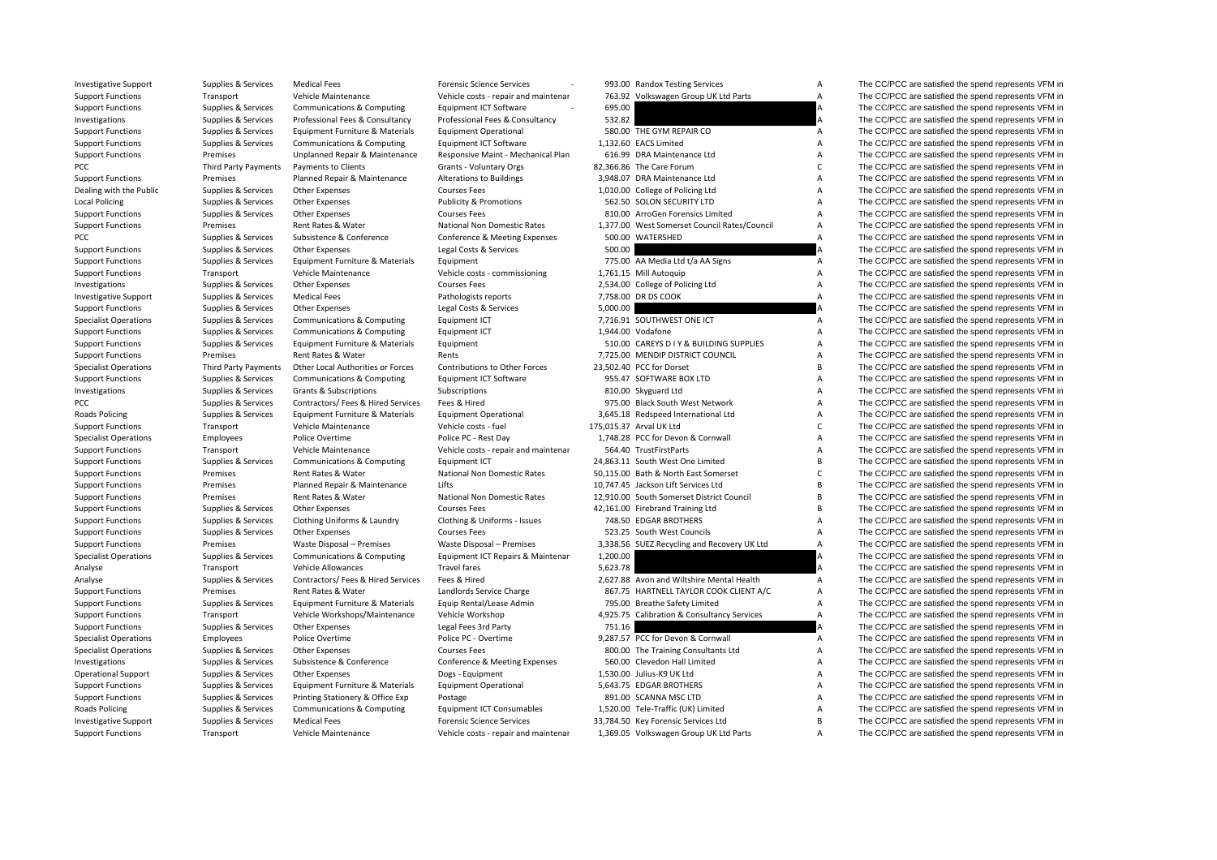| | | | | | | | |
|---|---|---|---|---|---|---|---|
| Investigative Support | Supplies & Services | Medical Fees | Forensic Science Services | 993.00 | Randox Testing Services | A | The CC/PCC are satisfied the spend represents VFM in |
| Support Functions | Transport | Vehicle Maintenance | Vehicle costs - repair and maintenar | 763.92 | Volkswagen Group UK Ltd Parts | A | The CC/PCC are satisfied the spend represents VFM in |
| Support Functions | Supplies & Services | Communications & Computing | Equipment ICT Software | 695.00 | | A | The CC/PCC are satisfied the spend represents VFM in |
| Investigations | Supplies & Services | Professional Fees & Consultancy | Professional Fees & Consultancy | 532.82 | | A | The CC/PCC are satisfied the spend represents VFM in |
| Support Functions | Supplies & Services | Equipment Furniture & Materials | Equipment Operational | 580.00 | THE GYM REPAIR CO | A | The CC/PCC are satisfied the spend represents VFM in |
| Support Functions | Supplies & Services | Communications & Computing | Equipment ICT Software | 1,132.60 | EACS Limited | A | The CC/PCC are satisfied the spend represents VFM in |
| Support Functions | Premises | Unplanned Repair & Maintenance | Responsive Maint - Mechanical Plan | 616.99 | DRA Maintenance Ltd | A | The CC/PCC are satisfied the spend represents VFM in |
| PCC | Third Party Payments | Payments to Clients | Grants - Voluntary Orgs | 82,366.86 | The Care Forum | C | The CC/PCC are satisfied the spend represents VFM in |
| Support Functions | Premises | Planned Repair & Maintenance | Alterations to Buildings | 3,948.07 | DRA Maintenance Ltd | A | The CC/PCC are satisfied the spend represents VFM in |
| Dealing with the Public | Supplies & Services | Other Expenses | Courses Fees | 1,010.00 | College of Policing Ltd | A | The CC/PCC are satisfied the spend represents VFM in |
| Local Policing | Supplies & Services | Other Expenses | Publicity & Promotions | 562.50 | SOLON SECURITY LTD | A | The CC/PCC are satisfied the spend represents VFM in |
| Support Functions | Supplies & Services | Other Expenses | Courses Fees | 810.00 | ArroGen Forensics Limited | A | The CC/PCC are satisfied the spend represents VFM in |
| Support Functions | Premises | Rent Rates & Water | National Non Domestic Rates | 1,377.00 | West Somerset Council Rates/Council | A | The CC/PCC are satisfied the spend represents VFM in |
| PCC | Supplies & Services | Subsistence & Conference | Conference & Meeting Expenses | 500.00 | WATERSHED | A | The CC/PCC are satisfied the spend represents VFM in |
| Support Functions | Supplies & Services | Other Expenses | Legal Costs & Services | 500.00 | | A | The CC/PCC are satisfied the spend represents VFM in |
| Support Functions | Supplies & Services | Equipment Furniture & Materials | Equipment | 775.00 | AA Media Ltd t/a AA Signs | A | The CC/PCC are satisfied the spend represents VFM in |
| Support Functions | Transport | Vehicle Maintenance | Vehicle costs - commissioning | 1,761.15 | Mill Autoquip | A | The CC/PCC are satisfied the spend represents VFM in |
| Investigations | Supplies & Services | Other Expenses | Courses Fees | 2,534.00 | College of Policing Ltd | A | The CC/PCC are satisfied the spend represents VFM in |
| Investigative Support | Supplies & Services | Medical Fees | Pathologists reports | 7,758.00 | DR DS COOK | A | The CC/PCC are satisfied the spend represents VFM in |
| Support Functions | Supplies & Services | Other Expenses | Legal Costs & Services | 5,000.00 | | A | The CC/PCC are satisfied the spend represents VFM in |
| Specialist Operations | Supplies & Services | Communications & Computing | Equipment ICT | 7,716.91 | SOUTHWEST ONE ICT | A | The CC/PCC are satisfied the spend represents VFM in |
| Support Functions | Supplies & Services | Communications & Computing | Equipment ICT | 1,944.00 | Vodafone | A | The CC/PCC are satisfied the spend represents VFM in |
| Support Functions | Supplies & Services | Equipment Furniture & Materials | Equipment | 510.00 | CAREYS D I Y & BUILDING SUPPLIES | A | The CC/PCC are satisfied the spend represents VFM in |
| Support Functions | Premises | Rent Rates & Water | Rents | 7,725.00 | MENDIP DISTRICT COUNCIL | A | The CC/PCC are satisfied the spend represents VFM in |
| Specialist Operations | Third Party Payments | Other Local Authorities or Forces | Contributions to Other Forces | 23,502.40 | PCC for Dorset | B | The CC/PCC are satisfied the spend represents VFM in |
| Support Functions | Supplies & Services | Communications & Computing | Equipment ICT Software | 955.47 | SOFTWARE BOX LTD | A | The CC/PCC are satisfied the spend represents VFM in |
| Investigations | Supplies & Services | Grants & Subscriptions | Subscriptions | 810.00 | Skyguard Ltd | A | The CC/PCC are satisfied the spend represents VFM in |
| PCC | Supplies & Services | Contractors/ Fees & Hired Services | Fees & Hired | 975.00 | Black South West Network | A | The CC/PCC are satisfied the spend represents VFM in |
| Roads Policing | Supplies & Services | Equipment Furniture & Materials | Equipment Operational | 3,645.18 | Redspeed International Ltd | A | The CC/PCC are satisfied the spend represents VFM in |
| Support Functions | Transport | Vehicle Maintenance | Vehicle costs - fuel | 175,015.37 | Arval UK Ltd | C | The CC/PCC are satisfied the spend represents VFM in |
| Specialist Operations | Employees | Police Overtime | Police PC - Rest Day | 1,748.28 | PCC for Devon & Cornwall | A | The CC/PCC are satisfied the spend represents VFM in |
| Support Functions | Transport | Vehicle Maintenance | Vehicle costs - repair and maintenar | 564.40 | TrustFirstParts | A | The CC/PCC are satisfied the spend represents VFM in |
| Support Functions | Supplies & Services | Communications & Computing | Equipment ICT | 24,863.11 | South West One Limited | B | The CC/PCC are satisfied the spend represents VFM in |
| Support Functions | Premises | Rent Rates & Water | National Non Domestic Rates | 50,115.00 | Bath & North East Somerset | C | The CC/PCC are satisfied the spend represents VFM in |
| Support Functions | Premises | Planned Repair & Maintenance | Lifts | 10,747.45 | Jackson Lift Services Ltd | B | The CC/PCC are satisfied the spend represents VFM in |
| Support Functions | Premises | Rent Rates & Water | National Non Domestic Rates | 12,910.00 | South Somerset District Council | B | The CC/PCC are satisfied the spend represents VFM in |
| Support Functions | Supplies & Services | Other Expenses | Courses Fees | 42,161.00 | Firebrand Training Ltd | B | The CC/PCC are satisfied the spend represents VFM in |
| Support Functions | Supplies & Services | Clothing Uniforms & Laundry | Clothing & Uniforms - Issues | 748.50 | EDGAR BROTHERS | A | The CC/PCC are satisfied the spend represents VFM in |
| Support Functions | Supplies & Services | Other Expenses | Courses Fees | 523.25 | South West Councils | A | The CC/PCC are satisfied the spend represents VFM in |
| Support Functions | Premises | Waste Disposal – Premises | Waste Disposal – Premises | 3,338.56 | SUEZ Recycling and Recovery UK Ltd | A | The CC/PCC are satisfied the spend represents VFM in |
| Specialist Operations | Supplies & Services | Communications & Computing | Equipment ICT Repairs & Maintenar | 1,200.00 | | A | The CC/PCC are satisfied the spend represents VFM in |
| Analyse | Transport | Vehicle Allowances | Travel fares | 5,623.78 | | A | The CC/PCC are satisfied the spend represents VFM in |
| Analyse | Supplies & Services | Contractors/ Fees & Hired Services | Fees & Hired | 2,627.88 | Avon and Wiltshire Mental Health | A | The CC/PCC are satisfied the spend represents VFM in |
| Support Functions | Premises | Rent Rates & Water | Landlords Service Charge | 867.75 | HARTNELL TAYLOR COOK CLIENT A/C | A | The CC/PCC are satisfied the spend represents VFM in |
| Support Functions | Supplies & Services | Equipment Furniture & Materials | Equip Rental/Lease Admin | 795.00 | Breathe Safety Limited | A | The CC/PCC are satisfied the spend represents VFM in |
| Support Functions | Transport | Vehicle Workshops/Maintenance | Vehicle Workshop | 4,925.75 | Calibration & Consultancy Services | A | The CC/PCC are satisfied the spend represents VFM in |
| Support Functions | Supplies & Services | Other Expenses | Legal Fees 3rd Party | 751.16 | | A | The CC/PCC are satisfied the spend represents VFM in |
| Specialist Operations | Employees | Police Overtime | Police PC - Overtime | 9,287.57 | PCC for Devon & Cornwall | A | The CC/PCC are satisfied the spend represents VFM in |
| Specialist Operations | Supplies & Services | Other Expenses | Courses Fees | 800.00 | The Training Consultants Ltd | A | The CC/PCC are satisfied the spend represents VFM in |
| Investigations | Supplies & Services | Subsistence & Conference | Conference & Meeting Expenses | 560.00 | Clevedon Hall Limited | A | The CC/PCC are satisfied the spend represents VFM in |
| Operational Support | Supplies & Services | Other Expenses | Dogs - Equipment | 1,530.00 | Julius-K9 UK Ltd | A | The CC/PCC are satisfied the spend represents VFM in |
| Support Functions | Supplies & Services | Equipment Furniture & Materials | Equipment Operational | 5,643.75 | EDGAR BROTHERS | A | The CC/PCC are satisfied the spend represents VFM in |
| Support Functions | Supplies & Services | Printing Stationery & Office Exp | Postage | 891.00 | SCANNA MSC LTD | A | The CC/PCC are satisfied the spend represents VFM in |
| Roads Policing | Supplies & Services | Communications & Computing | Equipment ICT Consumables | 1,520.00 | Tele-Traffic (UK) Limited | A | The CC/PCC are satisfied the spend represents VFM in |
| Investigative Support | Supplies & Services | Medical Fees | Forensic Science Services | 33,784.50 | Key Forensic Services Ltd | B | The CC/PCC are satisfied the spend represents VFM in |
| Support Functions | Transport | Vehicle Maintenance | Vehicle costs - repair and maintenar | 1,369.05 | Volkswagen Group UK Ltd Parts | A | The CC/PCC are satisfied the spend represents VFM in |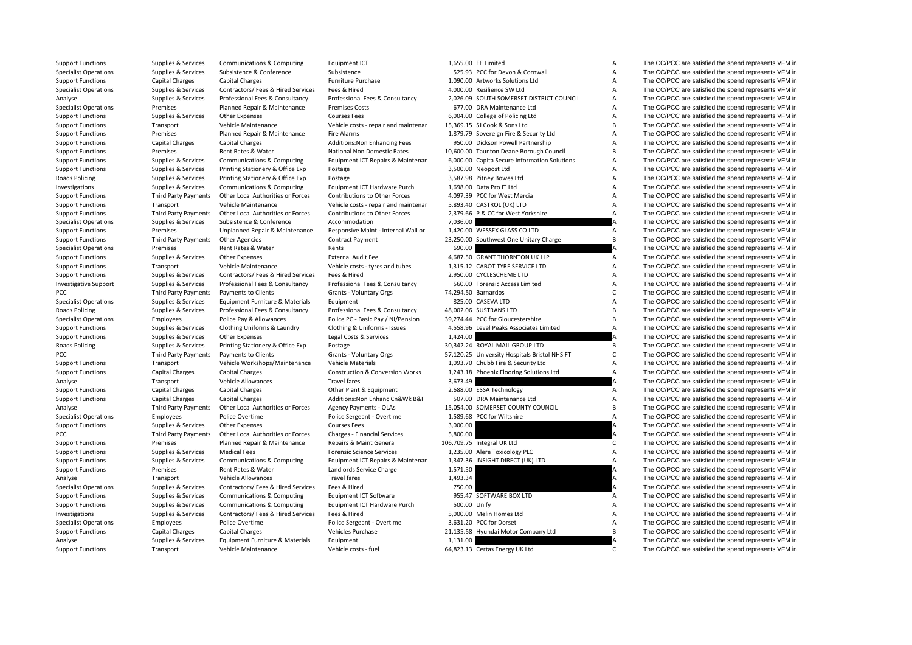| | | | | | | | |
|---|---|---|---|---|---|---|---|
| Support Functions | Supplies & Services | Communications & Computing | Equipment ICT | 1,655.00 | EE Limited | A | The CC/PCC are satisfied the spend represents VFM in |
| Specialist Operations | Supplies & Services | Subsistence & Conference | Subsistence | 525.93 | PCC for Devon & Cornwall | A | The CC/PCC are satisfied the spend represents VFM in |
| Support Functions | Capital Charges | Capital Charges | Furniture Purchase | 1,090.00 | Artworks Solutions Ltd | A | The CC/PCC are satisfied the spend represents VFM in |
| Specialist Operations | Supplies & Services | Contractors/ Fees & Hired Services | Fees & Hired | 4,000.00 | Resilience SW Ltd | A | The CC/PCC are satisfied the spend represents VFM in |
| Analyse | Supplies & Services | Professional Fees & Consultancy | Professional Fees & Consultancy | 2,026.09 | SOUTH SOMERSET DISTRICT COUNCIL | A | The CC/PCC are satisfied the spend represents VFM in |
| Specialist Operations | Premises | Planned Repair & Maintenance | Premises Costs | 677.00 | DRA Maintenance Ltd | A | The CC/PCC are satisfied the spend represents VFM in |
| Support Functions | Supplies & Services | Other Expenses | Courses Fees | 6,004.00 | College of Policing Ltd | A | The CC/PCC are satisfied the spend represents VFM in |
| Support Functions | Transport | Vehicle Maintenance | Vehicle costs - repair and maintenar | 15,369.15 | SJ Cook & Sons Ltd | B | The CC/PCC are satisfied the spend represents VFM in |
| Support Functions | Premises | Planned Repair & Maintenance | Fire Alarms | 1,879.79 | Sovereign Fire & Security Ltd | A | The CC/PCC are satisfied the spend represents VFM in |
| Support Functions | Capital Charges | Capital Charges | Additions:Non Enhancing Fees | 950.00 | Dickson Powell Partnership | A | The CC/PCC are satisfied the spend represents VFM in |
| Support Functions | Premises | Rent Rates & Water | National Non Domestic Rates | 10,600.00 | Taunton Deane Borough Council | B | The CC/PCC are satisfied the spend represents VFM in |
| Support Functions | Supplies & Services | Communications & Computing | Equipment ICT Repairs & Maintenar | 6,000.00 | Capita Secure Information Solutions | A | The CC/PCC are satisfied the spend represents VFM in |
| Support Functions | Supplies & Services | Printing Stationery & Office Exp | Postage | 3,500.00 | Neopost Ltd | A | The CC/PCC are satisfied the spend represents VFM in |
| Roads Policing | Supplies & Services | Printing Stationery & Office Exp | Postage | 3,587.98 | Pitney Bowes Ltd | A | The CC/PCC are satisfied the spend represents VFM in |
| Investigations | Supplies & Services | Communications & Computing | Equipment ICT Hardware Purch | 1,698.00 | Data Pro IT Ltd | A | The CC/PCC are satisfied the spend represents VFM in |
| Support Functions | Third Party Payments | Other Local Authorities or Forces | Contributions to Other Forces | 4,097.39 | PCC for West Mercia | A | The CC/PCC are satisfied the spend represents VFM in |
| Support Functions | Transport | Vehicle Maintenance | Vehicle costs - repair and maintenar | 5,893.40 | CASTROL (UK) LTD | A | The CC/PCC are satisfied the spend represents VFM in |
| Support Functions | Third Party Payments | Other Local Authorities or Forces | Contributions to Other Forces | 2,379.66 | P & CC for West Yorkshire | A | The CC/PCC are satisfied the spend represents VFM in |
| Specialist Operations | Supplies & Services | Subsistence & Conference | Accommodation | 7,036.00 | | A | The CC/PCC are satisfied the spend represents VFM in |
| Support Functions | Premises | Unplanned Repair & Maintenance | Responsive Maint - Internal Wall or | 1,420.00 | WESSEX GLASS CO LTD | A | The CC/PCC are satisfied the spend represents VFM in |
| Support Functions | Third Party Payments | Other Agencies | Contract Payment | 23,250.00 | Southwest One Unitary Charge | B | The CC/PCC are satisfied the spend represents VFM in |
| Specialist Operations | Premises | Rent Rates & Water | Rents | 690.00 | | A | The CC/PCC are satisfied the spend represents VFM in |
| Support Functions | Supplies & Services | Other Expenses | External Audit Fee | 4,687.50 | GRANT THORNTON UK LLP | A | The CC/PCC are satisfied the spend represents VFM in |
| Support Functions | Transport | Vehicle Maintenance | Vehicle costs - tyres and tubes | 1,315.12 | CABOT TYRE SERVICE LTD | A | The CC/PCC are satisfied the spend represents VFM in |
| Support Functions | Supplies & Services | Contractors/ Fees & Hired Services | Fees & Hired | 2,950.00 | CYCLESCHEME LTD | A | The CC/PCC are satisfied the spend represents VFM in |
| Investigative Support | Supplies & Services | Professional Fees & Consultancy | Professional Fees & Consultancy | 560.00 | Forensic Access Limited | A | The CC/PCC are satisfied the spend represents VFM in |
| PCC | Third Party Payments | Payments to Clients | Grants - Voluntary Orgs | 74,294.50 | Barnardos | C | The CC/PCC are satisfied the spend represents VFM in |
| Specialist Operations | Supplies & Services | Equipment Furniture & Materials | Equipment | 825.00 | CASEVA LTD | A | The CC/PCC are satisfied the spend represents VFM in |
| Roads Policing | Supplies & Services | Professional Fees & Consultancy | Professional Fees & Consultancy | 48,002.06 | SUSTRANS LTD | B | The CC/PCC are satisfied the spend represents VFM in |
| Specialist Operations | Employees | Police Pay & Allowances | Police PC - Basic Pay / NI/Pension | 39,274.44 | PCC for Gloucestershire | B | The CC/PCC are satisfied the spend represents VFM in |
| Support Functions | Supplies & Services | Clothing Uniforms & Laundry | Clothing & Uniforms - Issues | 4,558.96 | Level Peaks Associates Limited | A | The CC/PCC are satisfied the spend represents VFM in |
| Support Functions | Supplies & Services | Other Expenses | Legal Costs & Services | 1,424.00 | | A | The CC/PCC are satisfied the spend represents VFM in |
| Roads Policing | Supplies & Services | Printing Stationery & Office Exp | Postage | 30,342.24 | ROYAL MAIL GROUP LTD | B | The CC/PCC are satisfied the spend represents VFM in |
| PCC | Third Party Payments | Payments to Clients | Grants - Voluntary Orgs | 57,120.25 | University Hospitals Bristol NHS FT | C | The CC/PCC are satisfied the spend represents VFM in |
| Support Functions | Transport | Vehicle Workshops/Maintenance | Vehicle Materials | 1,093.70 | Chubb Fire & Security Ltd | A | The CC/PCC are satisfied the spend represents VFM in |
| Support Functions | Capital Charges | Capital Charges | Construction & Conversion Works | 1,243.18 | Phoenix Flooring Solutions Ltd | A | The CC/PCC are satisfied the spend represents VFM in |
| Analyse | Transport | Vehicle Allowances | Travel fares | 3,673.49 | | A | The CC/PCC are satisfied the spend represents VFM in |
| Support Functions | Capital Charges | Capital Charges | Other Plant & Equipment | 2,688.00 | ESSA Technology | A | The CC/PCC are satisfied the spend represents VFM in |
| Support Functions | Capital Charges | Capital Charges | Additions:Non Enhanc Cn&Wk B&I | 507.00 | DRA Maintenance Ltd | A | The CC/PCC are satisfied the spend represents VFM in |
| Analyse | Third Party Payments | Other Local Authorities or Forces | Agency Payments - OLAs | 15,054.00 | SOMERSET COUNTY COUNCIL | B | The CC/PCC are satisfied the spend represents VFM in |
| Specialist Operations | Employees | Police Overtime | Police Sergeant - Overtime | 1,589.68 | PCC for Wiltshire | A | The CC/PCC are satisfied the spend represents VFM in |
| Support Functions | Supplies & Services | Other Expenses | Courses Fees | 3,000.00 | | A | The CC/PCC are satisfied the spend represents VFM in |
| PCC | Third Party Payments | Other Local Authorities or Forces | Charges - Financial Services | 5,800.00 | | A | The CC/PCC are satisfied the spend represents VFM in |
| Support Functions | Premises | Planned Repair & Maintenance | Repairs & Maint General | 106,709.75 | Integral UK Ltd | C | The CC/PCC are satisfied the spend represents VFM in |
| Support Functions | Supplies & Services | Medical Fees | Forensic Science Services | 1,235.00 | Alere Toxicology PLC | A | The CC/PCC are satisfied the spend represents VFM in |
| Support Functions | Supplies & Services | Communications & Computing | Equipment ICT Repairs & Maintenar | 1,347.36 | INSIGHT DIRECT (UK) LTD | A | The CC/PCC are satisfied the spend represents VFM in |
| Support Functions | Premises | Rent Rates & Water | Landlords Service Charge | 1,571.50 | | A | The CC/PCC are satisfied the spend represents VFM in |
| Analyse | Transport | Vehicle Allowances | Travel fares | 1,493.34 | | A | The CC/PCC are satisfied the spend represents VFM in |
| Specialist Operations | Supplies & Services | Contractors/ Fees & Hired Services | Fees & Hired | 750.00 | | A | The CC/PCC are satisfied the spend represents VFM in |
| Support Functions | Supplies & Services | Communications & Computing | Equipment ICT Software | 955.47 | SOFTWARE BOX LTD | A | The CC/PCC are satisfied the spend represents VFM in |
| Support Functions | Supplies & Services | Communications & Computing | Equipment ICT Hardware Purch | 500.00 | Unify | A | The CC/PCC are satisfied the spend represents VFM in |
| Investigations | Supplies & Services | Contractors/ Fees & Hired Services | Fees & Hired | 5,000.00 | Melin Homes Ltd | A | The CC/PCC are satisfied the spend represents VFM in |
| Specialist Operations | Employees | Police Overtime | Police Sergeant - Overtime | 3,631.20 | PCC for Dorset | A | The CC/PCC are satisfied the spend represents VFM in |
| Support Functions | Capital Charges | Capital Charges | Vehicles Purchase | 21,135.58 | Hyundai Motor Company Ltd | B | The CC/PCC are satisfied the spend represents VFM in |
| Analyse | Supplies & Services | Equipment Furniture & Materials | Equipment | 1,131.00 | | A | The CC/PCC are satisfied the spend represents VFM in |
| Support Functions | Transport | Vehicle Maintenance | Vehicle costs - fuel | 64,823.13 | Certas Energy UK Ltd | C | The CC/PCC are satisfied the spend represents VFM in |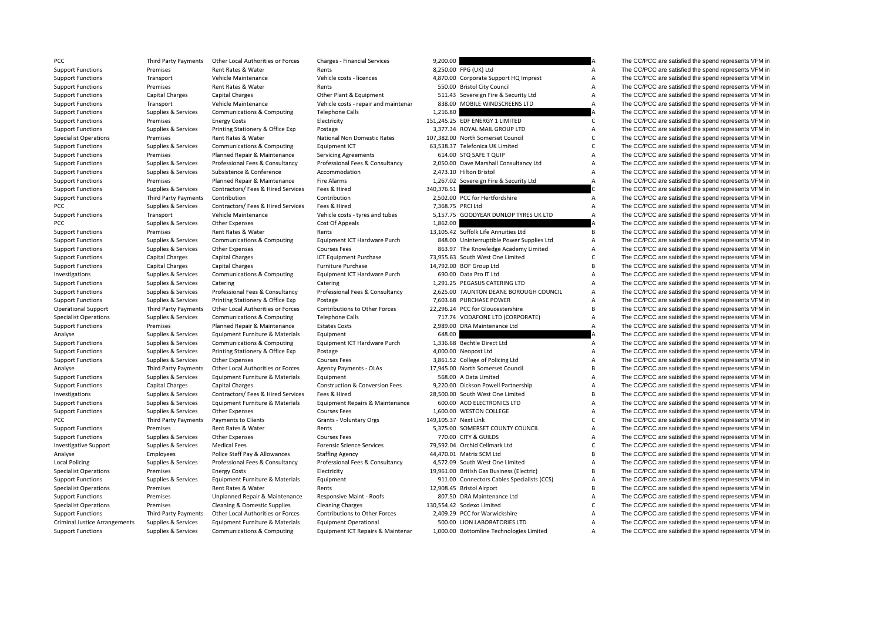| | | | | | | | |
|---|---|---|---|---|---|---|---|
| PCC | Third Party Payments | Other Local Authorities or Forces | Charges - Financial Services | 9,200.00 | | A | The CC/PCC are satisfied the spend represents VFM in |
| Support Functions | Premises | Rent Rates & Water | Rents | 8,250.00 | FPG (UK) Ltd | A | The CC/PCC are satisfied the spend represents VFM in |
| Support Functions | Transport | Vehicle Maintenance | Vehicle costs - licences | 4,870.00 | Corporate Support HQ Imprest | A | The CC/PCC are satisfied the spend represents VFM in |
| Support Functions | Premises | Rent Rates & Water | Rents | 550.00 | Bristol City Council | A | The CC/PCC are satisfied the spend represents VFM in |
| Support Functions | Capital Charges | Capital Charges | Other Plant & Equipment | 511.43 | Sovereign Fire & Security Ltd | A | The CC/PCC are satisfied the spend represents VFM in |
| Support Functions | Transport | Vehicle Maintenance | Vehicle costs - repair and maintenar | 838.00 | MOBILE WINDSCREENS LTD | A | The CC/PCC are satisfied the spend represents VFM in |
| Support Functions | Supplies & Services | Communications & Computing | Telephone Calls | 1,216.80 | | A | The CC/PCC are satisfied the spend represents VFM in |
| Support Functions | Premises | Energy Costs | Electricity | 151,245.25 | EDF ENERGY 1 LIMITED | C | The CC/PCC are satisfied the spend represents VFM in |
| Support Functions | Supplies & Services | Printing Stationery & Office Exp | Postage | 3,377.34 | ROYAL MAIL GROUP LTD | A | The CC/PCC are satisfied the spend represents VFM in |
| Specialist Operations | Premises | Rent Rates & Water | National Non Domestic Rates | 107,382.00 | North Somerset Council | C | The CC/PCC are satisfied the spend represents VFM in |
| Support Functions | Supplies & Services | Communications & Computing | Equipment ICT | 63,538.37 | Telefonica UK Limited | C | The CC/PCC are satisfied the spend represents VFM in |
| Support Functions | Premises | Planned Repair & Maintenance | Servicing Agreements | 614.00 | STQ SAFE T QUIP | A | The CC/PCC are satisfied the spend represents VFM in |
| Support Functions | Supplies & Services | Professional Fees & Consultancy | Professional Fees & Consultancy | 2,050.00 | Dave Marshall Consultancy Ltd | A | The CC/PCC are satisfied the spend represents VFM in |
| Support Functions | Supplies & Services | Subsistence & Conference | Accommodation | 2,473.10 | Hilton Bristol | A | The CC/PCC are satisfied the spend represents VFM in |
| Support Functions | Premises | Planned Repair & Maintenance | Fire Alarms | 1,267.02 | Sovereign Fire & Security Ltd | A | The CC/PCC are satisfied the spend represents VFM in |
| Support Functions | Supplies & Services | Contractors/ Fees & Hired Services | Fees & Hired | 340,376.51 | | C | The CC/PCC are satisfied the spend represents VFM in |
| Support Functions | Third Party Payments | Contribution | Contribution | 2,502.00 | PCC for Hertfordshire | A | The CC/PCC are satisfied the spend represents VFM in |
| PCC | Supplies & Services | Contractors/ Fees & Hired Services | Fees & Hired | 7,368.75 | PRCI Ltd | A | The CC/PCC are satisfied the spend represents VFM in |
| Support Functions | Transport | Vehicle Maintenance | Vehicle costs - tyres and tubes | 5,157.75 | GOODYEAR DUNLOP TYRES UK LTD | A | The CC/PCC are satisfied the spend represents VFM in |
| PCC | Supplies & Services | Other Expenses | Cost Of Appeals | 1,862.00 | | A | The CC/PCC are satisfied the spend represents VFM in |
| Support Functions | Premises | Rent Rates & Water | Rents | 13,105.42 | Suffolk Life Annuities Ltd | B | The CC/PCC are satisfied the spend represents VFM in |
| Support Functions | Supplies & Services | Communications & Computing | Equipment ICT Hardware Purch | 848.00 | Uninterruptible Power Supplies Ltd | A | The CC/PCC are satisfied the spend represents VFM in |
| Support Functions | Supplies & Services | Other Expenses | Courses Fees | 863.97 | The Knowledge Academy Limited | A | The CC/PCC are satisfied the spend represents VFM in |
| Support Functions | Capital Charges | Capital Charges | ICT Equipment Purchase | 73,955.63 | South West One Limited | C | The CC/PCC are satisfied the spend represents VFM in |
| Support Functions | Capital Charges | Capital Charges | Furniture Purchase | 14,792.00 | BOF Group Ltd | B | The CC/PCC are satisfied the spend represents VFM in |
| Investigations | Supplies & Services | Communications & Computing | Equipment ICT Hardware Purch | 690.00 | Data Pro IT Ltd | A | The CC/PCC are satisfied the spend represents VFM in |
| Support Functions | Supplies & Services | Catering | Catering | 1,291.25 | PEGASUS CATERING LTD | A | The CC/PCC are satisfied the spend represents VFM in |
| Support Functions | Supplies & Services | Professional Fees & Consultancy | Professional Fees & Consultancy | 2,625.00 | TAUNTON DEANE BOROUGH COUNCIL | A | The CC/PCC are satisfied the spend represents VFM in |
| Support Functions | Supplies & Services | Printing Stationery & Office Exp | Postage | 7,603.68 | PURCHASE POWER | A | The CC/PCC are satisfied the spend represents VFM in |
| Operational Support | Third Party Payments | Other Local Authorities or Forces | Contributions to Other Forces | 22,296.24 | PCC for Gloucestershire | B | The CC/PCC are satisfied the spend represents VFM in |
| Specialist Operations | Supplies & Services | Communications & Computing | Telephone Calls | 717.74 | VODAFONE LTD (CORPORATE) | A | The CC/PCC are satisfied the spend represents VFM in |
| Support Functions | Premises | Planned Repair & Maintenance | Estates Costs | 2,989.00 | DRA Maintenance Ltd | A | The CC/PCC are satisfied the spend represents VFM in |
| Analyse | Supplies & Services | Equipment Furniture & Materials | Equipment | 648.00 | | A | The CC/PCC are satisfied the spend represents VFM in |
| Support Functions | Supplies & Services | Communications & Computing | Equipment ICT Hardware Purch | 1,336.68 | Bechtle Direct Ltd | A | The CC/PCC are satisfied the spend represents VFM in |
| Support Functions | Supplies & Services | Printing Stationery & Office Exp | Postage | 4,000.00 | Neopost Ltd | A | The CC/PCC are satisfied the spend represents VFM in |
| Support Functions | Supplies & Services | Other Expenses | Courses Fees | 3,861.52 | College of Policing Ltd | A | The CC/PCC are satisfied the spend represents VFM in |
| Analyse | Third Party Payments | Other Local Authorities or Forces | Agency Payments - OLAs | 17,945.00 | North Somerset Council | B | The CC/PCC are satisfied the spend represents VFM in |
| Support Functions | Supplies & Services | Equipment Furniture & Materials | Equipment | 568.00 | A Data Limited | A | The CC/PCC are satisfied the spend represents VFM in |
| Support Functions | Capital Charges | Capital Charges | Construction & Conversion Fees | 9,220.00 | Dickson Powell Partnership | A | The CC/PCC are satisfied the spend represents VFM in |
| Investigations | Supplies & Services | Contractors/ Fees & Hired Services | Fees & Hired | 28,500.00 | South West One Limited | B | The CC/PCC are satisfied the spend represents VFM in |
| Support Functions | Supplies & Services | Equipment Furniture & Materials | Equipment Repairs & Maintenance | 600.00 | ACO ELECTRONICS LTD | A | The CC/PCC are satisfied the spend represents VFM in |
| Support Functions | Supplies & Services | Other Expenses | Courses Fees | 1,600.00 | WESTON COLLEGE | A | The CC/PCC are satisfied the spend represents VFM in |
| PCC | Third Party Payments | Payments to Clients | Grants - Voluntary Orgs | 149,105.37 | Next Link | C | The CC/PCC are satisfied the spend represents VFM in |
| Support Functions | Premises | Rent Rates & Water | Rents | 5,375.00 | SOMERSET COUNTY COUNCIL | A | The CC/PCC are satisfied the spend represents VFM in |
| Support Functions | Supplies & Services | Other Expenses | Courses Fees | 770.00 | CITY & GUILDS | A | The CC/PCC are satisfied the spend represents VFM in |
| Investigative Support | Supplies & Services | Medical Fees | Forensic Science Services | 79,592.04 | Orchid Cellmark Ltd | C | The CC/PCC are satisfied the spend represents VFM in |
| Analyse | Employees | Police Staff Pay & Allowances | Staffing Agency | 44,470.01 | Matrix SCM Ltd | B | The CC/PCC are satisfied the spend represents VFM in |
| Local Policing | Supplies & Services | Professional Fees & Consultancy | Professional Fees & Consultancy | 4,572.09 | South West One Limited | A | The CC/PCC are satisfied the spend represents VFM in |
| Specialist Operations | Premises | Energy Costs | Electricity | 19,961.00 | British Gas Business (Electric) | B | The CC/PCC are satisfied the spend represents VFM in |
| Support Functions | Supplies & Services | Equipment Furniture & Materials | Equipment | 911.00 | Connectors Cables Specialists (CCS) | A | The CC/PCC are satisfied the spend represents VFM in |
| Specialist Operations | Premises | Rent Rates & Water | Rents | 12,908.45 | Bristol Airport | B | The CC/PCC are satisfied the spend represents VFM in |
| Support Functions | Premises | Unplanned Repair & Maintenance | Responsive Maint - Roofs | 807.50 | DRA Maintenance Ltd | A | The CC/PCC are satisfied the spend represents VFM in |
| Specialist Operations | Premises | Cleaning & Domestic Supplies | Cleaning Charges | 130,554.42 | Sodexo Limited | C | The CC/PCC are satisfied the spend represents VFM in |
| Support Functions | Third Party Payments | Other Local Authorities or Forces | Contributions to Other Forces | 2,409.29 | PCC for Warwickshire | A | The CC/PCC are satisfied the spend represents VFM in |
| Criminal Justice Arrangements | Supplies & Services | Equipment Furniture & Materials | Equipment Operational | 500.00 | LION LABORATORIES LTD | A | The CC/PCC are satisfied the spend represents VFM in |
| Support Functions | Supplies & Services | Communications & Computing | Equipment ICT Repairs & Maintenar | 1,000.00 | Bottomline Technologies Limited | A | The CC/PCC are satisfied the spend represents VFM in |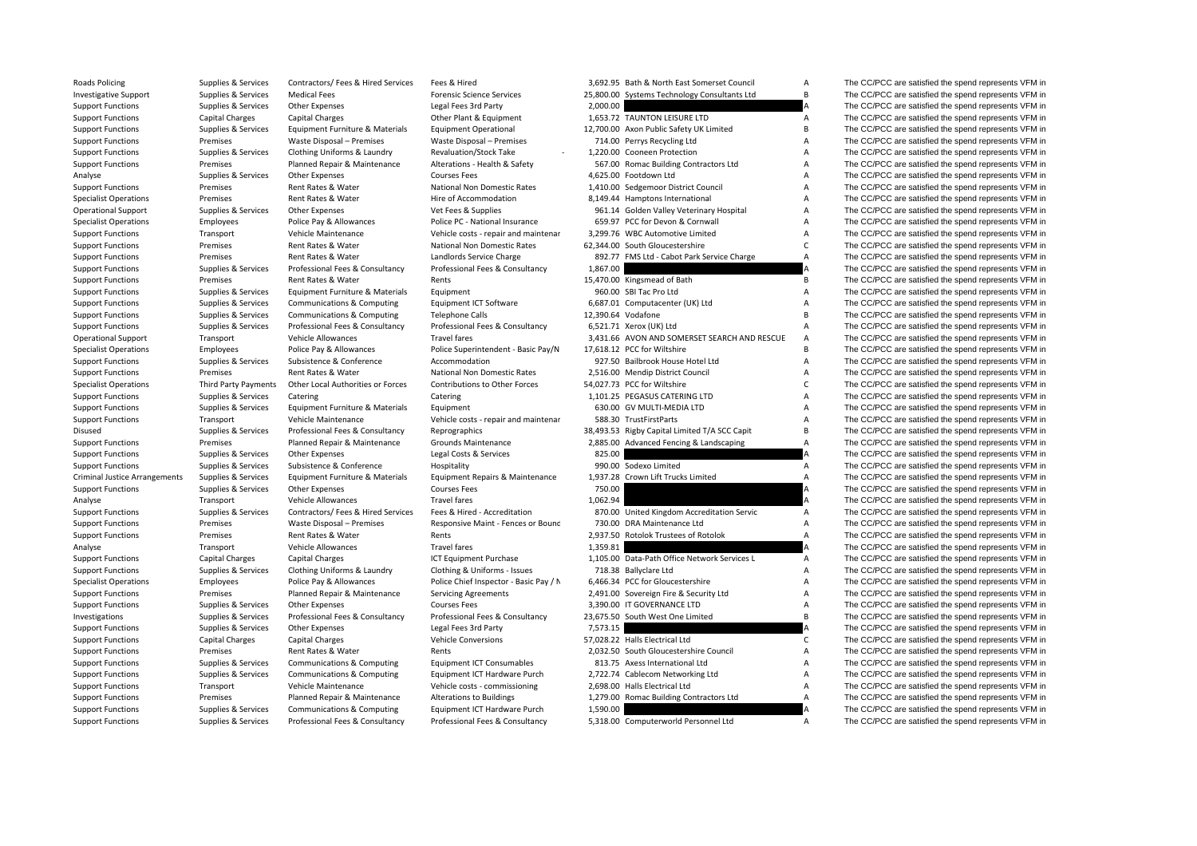| | | | | | | | |
|---|---|---|---|---|---|---|---|
| Roads Policing | Supplies & Services | Contractors/ Fees & Hired Services | Fees & Hired | 3,692.95 | Bath & North East Somerset Council | A | The CC/PCC are satisfied the spend represents VFM in |
| Investigative Support | Supplies & Services | Medical Fees | Forensic Science Services | 25,800.00 | Systems Technology Consultants Ltd | B | The CC/PCC are satisfied the spend represents VFM in |
| Support Functions | Supplies & Services | Other Expenses | Legal Fees 3rd Party | 2,000.00 | | A | The CC/PCC are satisfied the spend represents VFM in |
| Support Functions | Capital Charges | Capital Charges | Other Plant & Equipment | 1,653.72 | TAUNTON LEISURE LTD | A | The CC/PCC are satisfied the spend represents VFM in |
| Support Functions | Supplies & Services | Equipment Furniture & Materials | Equipment Operational | 12,700.00 | Axon Public Safety UK Limited | B | The CC/PCC are satisfied the spend represents VFM in |
| Support Functions | Premises | Waste Disposal – Premises | Waste Disposal – Premises | 714.00 | Perrys Recycling Ltd | A | The CC/PCC are satisfied the spend represents VFM in |
| Support Functions | Supplies & Services | Clothing Uniforms & Laundry | Revaluation/Stock Take | - 1,220.00 | Cooneen Protection | A | The CC/PCC are satisfied the spend represents VFM in |
| Support Functions | Premises | Planned Repair & Maintenance | Alterations - Health & Safety | 567.00 | Romac Building Contractors Ltd | A | The CC/PCC are satisfied the spend represents VFM in |
| Analyse | Supplies & Services | Other Expenses | Courses Fees | 4,625.00 | Footdown Ltd | A | The CC/PCC are satisfied the spend represents VFM in |
| Support Functions | Premises | Rent Rates & Water | National Non Domestic Rates | 1,410.00 | Sedgemoor District Council | A | The CC/PCC are satisfied the spend represents VFM in |
| Specialist Operations | Premises | Rent Rates & Water | Hire of Accommodation | 8,149.44 | Hamptons International | A | The CC/PCC are satisfied the spend represents VFM in |
| Operational Support | Supplies & Services | Other Expenses | Vet Fees & Supplies | 961.14 | Golden Valley Veterinary Hospital | A | The CC/PCC are satisfied the spend represents VFM in |
| Specialist Operations | Employees | Police Pay & Allowances | Police PC - National Insurance | 659.97 | PCC for Devon & Cornwall | A | The CC/PCC are satisfied the spend represents VFM in |
| Support Functions | Transport | Vehicle Maintenance | Vehicle costs - repair and maintenar | 3,299.76 | WBC Automotive Limited | A | The CC/PCC are satisfied the spend represents VFM in |
| Support Functions | Premises | Rent Rates & Water | National Non Domestic Rates | 62,344.00 | South Gloucestershire | C | The CC/PCC are satisfied the spend represents VFM in |
| Support Functions | Premises | Rent Rates & Water | Landlords Service Charge | 892.77 | FMS Ltd - Cabot Park Service Charge | A | The CC/PCC are satisfied the spend represents VFM in |
| Support Functions | Supplies & Services | Professional Fees & Consultancy | Professional Fees & Consultancy | 1,867.00 | | A | The CC/PCC are satisfied the spend represents VFM in |
| Support Functions | Premises | Rent Rates & Water | Rents | 15,470.00 | Kingsmead of Bath | B | The CC/PCC are satisfied the spend represents VFM in |
| Support Functions | Supplies & Services | Equipment Furniture & Materials | Equipment | 960.00 | SBI Tac Pro Ltd | A | The CC/PCC are satisfied the spend represents VFM in |
| Support Functions | Supplies & Services | Communications & Computing | Equipment ICT Software | 6,687.01 | Computacenter (UK) Ltd | A | The CC/PCC are satisfied the spend represents VFM in |
| Support Functions | Supplies & Services | Communications & Computing | Telephone Calls | 12,390.64 | Vodafone | B | The CC/PCC are satisfied the spend represents VFM in |
| Support Functions | Supplies & Services | Professional Fees & Consultancy | Professional Fees & Consultancy | 6,521.71 | Xerox (UK) Ltd | A | The CC/PCC are satisfied the spend represents VFM in |
| Operational Support | Transport | Vehicle Allowances | Travel fares | 3,431.66 | AVON AND SOMERSET SEARCH AND RESCUE | A | The CC/PCC are satisfied the spend represents VFM in |
| Specialist Operations | Employees | Police Pay & Allowances | Police Superintendent - Basic Pay/N | 17,618.12 | PCC for Wiltshire | B | The CC/PCC are satisfied the spend represents VFM in |
| Support Functions | Supplies & Services | Subsistence & Conference | Accommodation | 927.50 | Bailbrook House Hotel Ltd | A | The CC/PCC are satisfied the spend represents VFM in |
| Support Functions | Premises | Rent Rates & Water | National Non Domestic Rates | 2,516.00 | Mendip District Council | A | The CC/PCC are satisfied the spend represents VFM in |
| Specialist Operations | Third Party Payments | Other Local Authorities or Forces | Contributions to Other Forces | 54,027.73 | PCC for Wiltshire | C | The CC/PCC are satisfied the spend represents VFM in |
| Support Functions | Supplies & Services | Catering | Catering | 1,101.25 | PEGASUS CATERING LTD | A | The CC/PCC are satisfied the spend represents VFM in |
| Support Functions | Supplies & Services | Equipment Furniture & Materials | Equipment | 630.00 | GV MULTI-MEDIA LTD | A | The CC/PCC are satisfied the spend represents VFM in |
| Support Functions | Transport | Vehicle Maintenance | Vehicle costs - repair and maintenar | 588.30 | TrustFirstParts | A | The CC/PCC are satisfied the spend represents VFM in |
| Disused | Supplies & Services | Professional Fees & Consultancy | Reprographics | 38,493.53 | Rigby Capital Limited T/A SCC Capit | B | The CC/PCC are satisfied the spend represents VFM in |
| Support Functions | Premises | Planned Repair & Maintenance | Grounds Maintenance | 2,885.00 | Advanced Fencing & Landscaping | A | The CC/PCC are satisfied the spend represents VFM in |
| Support Functions | Supplies & Services | Other Expenses | Legal Costs & Services | 825.00 | | A | The CC/PCC are satisfied the spend represents VFM in |
| Support Functions | Supplies & Services | Subsistence & Conference | Hospitality | 990.00 | Sodexo Limited | A | The CC/PCC are satisfied the spend represents VFM in |
| Criminal Justice Arrangements | Supplies & Services | Equipment Furniture & Materials | Equipment Repairs & Maintenance | 1,937.28 | Crown Lift Trucks Limited | A | The CC/PCC are satisfied the spend represents VFM in |
| Support Functions | Supplies & Services | Other Expenses | Courses Fees | 750.00 | | A | The CC/PCC are satisfied the spend represents VFM in |
| Analyse | Transport | Vehicle Allowances | Travel fares | 1,062.94 | | A | The CC/PCC are satisfied the spend represents VFM in |
| Support Functions | Supplies & Services | Contractors/ Fees & Hired Services | Fees & Hired - Accreditation | 870.00 | United Kingdom Accreditation Servic | A | The CC/PCC are satisfied the spend represents VFM in |
| Support Functions | Premises | Waste Disposal – Premises | Responsive Maint - Fences or Bounc | 730.00 | DRA Maintenance Ltd | A | The CC/PCC are satisfied the spend represents VFM in |
| Support Functions | Premises | Rent Rates & Water | Rents | 2,937.50 | Rotolok Trustees of Rotolok | A | The CC/PCC are satisfied the spend represents VFM in |
| Analyse | Transport | Vehicle Allowances | Travel fares | 1,359.81 | | A | The CC/PCC are satisfied the spend represents VFM in |
| Support Functions | Capital Charges | Capital Charges | ICT Equipment Purchase | 1,105.00 | Data-Path Office Network Services L | A | The CC/PCC are satisfied the spend represents VFM in |
| Support Functions | Supplies & Services | Clothing Uniforms & Laundry | Clothing & Uniforms - Issues | 718.38 | Ballyclare Ltd | A | The CC/PCC are satisfied the spend represents VFM in |
| Specialist Operations | Employees | Police Pay & Allowances | Police Chief Inspector - Basic Pay / N | 6,466.34 | PCC for Gloucestershire | A | The CC/PCC are satisfied the spend represents VFM in |
| Support Functions | Premises | Planned Repair & Maintenance | Servicing Agreements | 2,491.00 | Sovereign Fire & Security Ltd | A | The CC/PCC are satisfied the spend represents VFM in |
| Support Functions | Supplies & Services | Other Expenses | Courses Fees | 3,390.00 | IT GOVERNANCE LTD | A | The CC/PCC are satisfied the spend represents VFM in |
| Investigations | Supplies & Services | Professional Fees & Consultancy | Professional Fees & Consultancy | 23,675.50 | South West One Limited | B | The CC/PCC are satisfied the spend represents VFM in |
| Support Functions | Supplies & Services | Other Expenses | Legal Fees 3rd Party | 7,573.15 | | A | The CC/PCC are satisfied the spend represents VFM in |
| Support Functions | Capital Charges | Capital Charges | Vehicle Conversions | 57,028.22 | Halls Electrical Ltd | C | The CC/PCC are satisfied the spend represents VFM in |
| Support Functions | Premises | Rent Rates & Water | Rents | 2,032.50 | South Gloucestershire Council | A | The CC/PCC are satisfied the spend represents VFM in |
| Support Functions | Supplies & Services | Communications & Computing | Equipment ICT Consumables | 813.75 | Axess International Ltd | A | The CC/PCC are satisfied the spend represents VFM in |
| Support Functions | Supplies & Services | Communications & Computing | Equipment ICT Hardware Purch | 2,722.74 | Cablecom Networking Ltd | A | The CC/PCC are satisfied the spend represents VFM in |
| Support Functions | Transport | Vehicle Maintenance | Vehicle costs - commissioning | 2,698.00 | Halls Electrical Ltd | A | The CC/PCC are satisfied the spend represents VFM in |
| Support Functions | Premises | Planned Repair & Maintenance | Alterations to Buildings | 1,279.00 | Romac Building Contractors Ltd | A | The CC/PCC are satisfied the spend represents VFM in |
| Support Functions | Supplies & Services | Communications & Computing | Equipment ICT Hardware Purch | 1,590.00 | | A | The CC/PCC are satisfied the spend represents VFM in |
| Support Functions | Supplies & Services | Professional Fees & Consultancy | Professional Fees & Consultancy | 5,318.00 | Computerworld Personnel Ltd | A | The CC/PCC are satisfied the spend represents VFM in |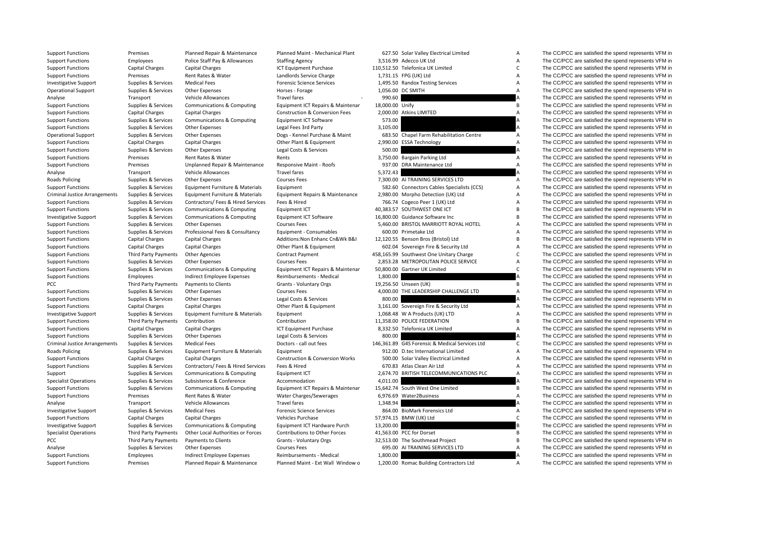| | | | | | | | |
|---|---|---|---|---|---|---|---|
| Support Functions | Premises | Planned Repair & Maintenance | Planned Maint - Mechanical Plant | 627.50 | Solar Valley Electrical Limited | A | The CC/PCC are satisfied the spend represents VFM in |
| Support Functions | Employees | Police Staff Pay & Allowances | Staffing Agency | 3,516.99 | Adecco UK Ltd | A | The CC/PCC are satisfied the spend represents VFM in |
| Support Functions | Capital Charges | Capital Charges | ICT Equipment Purchase | 110,512.50 | Telefonica UK Limited | C | The CC/PCC are satisfied the spend represents VFM in |
| Support Functions | Premises | Rent Rates & Water | Landlords Service Charge | 1,731.15 | FPG (UK) Ltd | A | The CC/PCC are satisfied the spend represents VFM in |
| Investigative Support | Supplies & Services | Medical Fees | Forensic Science Services | 1,495.50 | Randox Testing Services | A | The CC/PCC are satisfied the spend represents VFM in |
| Operational Support | Supplies & Services | Other Expenses | Horses - Forage | 1,056.00 | DC SMITH | A | The CC/PCC are satisfied the spend represents VFM in |
| Analyse | Transport | Vehicle Allowances | Travel fares | - 990.60 | | A | The CC/PCC are satisfied the spend represents VFM in |
| Support Functions | Supplies & Services | Communications & Computing | Equipment ICT Repairs & Maintenar | 18,000.00 | Unify | B | The CC/PCC are satisfied the spend represents VFM in |
| Support Functions | Capital Charges | Capital Charges | Construction & Conversion Fees | 2,000.00 | Atkins LIMITED | A | The CC/PCC are satisfied the spend represents VFM in |
| Support Functions | Supplies & Services | Communications & Computing | Equipment ICT Software | 573.00 | | A | The CC/PCC are satisfied the spend represents VFM in |
| Support Functions | Supplies & Services | Other Expenses | Legal Fees 3rd Party | 3,105.00 | | A | The CC/PCC are satisfied the spend represents VFM in |
| Operational Support | Supplies & Services | Other Expenses | Dogs - Kennel Purchase & Maint | 683.50 | Chapel Farm Rehabilitation Centre | A | The CC/PCC are satisfied the spend represents VFM in |
| Support Functions | Capital Charges | Capital Charges | Other Plant & Equipment | 2,990.00 | ESSA Technology | A | The CC/PCC are satisfied the spend represents VFM in |
| Support Functions | Supplies & Services | Other Expenses | Legal Costs & Services | 500.00 | | A | The CC/PCC are satisfied the spend represents VFM in |
| Support Functions | Premises | Rent Rates & Water | Rents | 3,750.00 | Bargain Parking Ltd | A | The CC/PCC are satisfied the spend represents VFM in |
| Support Functions | Premises | Unplanned Repair & Maintenance | Responsive Maint - Roofs | 937.00 | DRA Maintenance Ltd | A | The CC/PCC are satisfied the spend represents VFM in |
| Analyse | Transport | Vehicle Allowances | Travel fares | 5,372.43 | | A | The CC/PCC are satisfied the spend represents VFM in |
| Roads Policing | Supplies & Services | Other Expenses | Courses Fees | 7,300.00 | AI TRAINING SERVICES LTD | A | The CC/PCC are satisfied the spend represents VFM in |
| Support Functions | Supplies & Services | Equipment Furniture & Materials | Equipment | 582.60 | Connectors Cables Specialists (CCS) | A | The CC/PCC are satisfied the spend represents VFM in |
| Criminal Justice Arrangements | Supplies & Services | Equipment Furniture & Materials | Equipment Repairs & Maintenance | 2,980.00 | Morpho Detection (UK) Ltd | A | The CC/PCC are satisfied the spend represents VFM in |
| Support Functions | Supplies & Services | Contractors/ Fees & Hired Services | Fees & Hired | 766.74 | Cogeco Peer 1 (UK) Ltd | A | The CC/PCC are satisfied the spend represents VFM in |
| Support Functions | Supplies & Services | Communications & Computing | Equipment ICT | 40,383.57 | SOUTHWEST ONE ICT | B | The CC/PCC are satisfied the spend represents VFM in |
| Investigative Support | Supplies & Services | Communications & Computing | Equipment ICT Software | 16,800.00 | Guidance Software Inc | B | The CC/PCC are satisfied the spend represents VFM in |
| Support Functions | Supplies & Services | Other Expenses | Courses Fees | 5,460.00 | BRISTOL MARRIOTT ROYAL HOTEL | A | The CC/PCC are satisfied the spend represents VFM in |
| Support Functions | Supplies & Services | Professional Fees & Consultancy | Equipment - Consumables | 600.00 | Primetake Ltd | A | The CC/PCC are satisfied the spend represents VFM in |
| Support Functions | Capital Charges | Capital Charges | Additions:Non Enhanc Cn&Wk B&I | 12,120.55 | Benson Bros (Bristol) Ltd | B | The CC/PCC are satisfied the spend represents VFM in |
| Support Functions | Capital Charges | Capital Charges | Other Plant & Equipment | 602.04 | Sovereign Fire & Security Ltd | A | The CC/PCC are satisfied the spend represents VFM in |
| Support Functions | Third Party Payments | Other Agencies | Contract Payment | 458,165.99 | Southwest One Unitary Charge | C | The CC/PCC are satisfied the spend represents VFM in |
| Support Functions | Supplies & Services | Other Expenses | Courses Fees | 2,853.28 | METROPOLITAN POLICE SERVICE | A | The CC/PCC are satisfied the spend represents VFM in |
| Support Functions | Supplies & Services | Communications & Computing | Equipment ICT Repairs & Maintenar | 50,800.00 | Gartner UK Limited | C | The CC/PCC are satisfied the spend represents VFM in |
| Support Functions | Employees | Indirect Employee Expenses | Reimbursements - Medical | 1,800.00 | | A | The CC/PCC are satisfied the spend represents VFM in |
| PCC | Third Party Payments | Payments to Clients | Grants - Voluntary Orgs | 19,256.50 | Unseen (UK) | B | The CC/PCC are satisfied the spend represents VFM in |
| Support Functions | Supplies & Services | Other Expenses | Courses Fees | 4,000.00 | THE LEADERSHIP CHALLENGE LTD | A | The CC/PCC are satisfied the spend represents VFM in |
| Support Functions | Supplies & Services | Other Expenses | Legal Costs & Services | 800.00 | | A | The CC/PCC are satisfied the spend represents VFM in |
| Support Functions | Capital Charges | Capital Charges | Other Plant & Equipment | 3,161.00 | Sovereign Fire & Security Ltd | A | The CC/PCC are satisfied the spend represents VFM in |
| Investigative Support | Supplies & Services | Equipment Furniture & Materials | Equipment | 1,068.48 | W A Products (UK) LTD | A | The CC/PCC are satisfied the spend represents VFM in |
| Support Functions | Third Party Payments | Contribution | Contribution | 11,358.00 | POLICE FEDERATION | B | The CC/PCC are satisfied the spend represents VFM in |
| Support Functions | Capital Charges | Capital Charges | ICT Equipment Purchase | 8,332.50 | Telefonica UK Limited | A | The CC/PCC are satisfied the spend represents VFM in |
| Support Functions | Supplies & Services | Other Expenses | Legal Costs & Services | 800.00 | | A | The CC/PCC are satisfied the spend represents VFM in |
| Criminal Justice Arrangements | Supplies & Services | Medical Fees | Doctors - call out fees | 146,361.89 | G4S Forensic & Medical Services Ltd | C | The CC/PCC are satisfied the spend represents VFM in |
| Roads Policing | Supplies & Services | Equipment Furniture & Materials | Equipment | 912.00 | D.tec International Limited | A | The CC/PCC are satisfied the spend represents VFM in |
| Support Functions | Capital Charges | Capital Charges | Construction & Conversion Works | 500.00 | Solar Valley Electrical Limited | A | The CC/PCC are satisfied the spend represents VFM in |
| Support Functions | Supplies & Services | Contractors/ Fees & Hired Services | Fees & Hired | 670.83 | Atlas Clean Air Ltd | A | The CC/PCC are satisfied the spend represents VFM in |
| Support | Supplies & Services | Communications & Computing | Equipment ICT | 2,674.70 | BRITISH TELECOMMUNICATIONS PLC | A | The CC/PCC are satisfied the spend represents VFM in |
| Specialist Operations | Supplies & Services | Subsistence & Conference | Accommodation | 4,011.00 | | A | The CC/PCC are satisfied the spend represents VFM in |
| Support Functions | Supplies & Services | Communications & Computing | Equipment ICT Repairs & Maintenar | 15,642.74 | South West One Limited | B | The CC/PCC are satisfied the spend represents VFM in |
| Support Functions | Premises | Rent Rates & Water | Water Charges/Sewerages | 6,976.69 | Water2Business | A | The CC/PCC are satisfied the spend represents VFM in |
| Analyse | Transport | Vehicle Allowances | Travel fares | 1,348.94 | | A | The CC/PCC are satisfied the spend represents VFM in |
| Investigative Support | Supplies & Services | Medical Fees | Forensic Science Services | 864.00 | BioMark Forensics Ltd | A | The CC/PCC are satisfied the spend represents VFM in |
| Support Functions | Capital Charges | Capital Charges | Vehicles Purchase | 57,974.15 | BMW (UK) Ltd | C | The CC/PCC are satisfied the spend represents VFM in |
| Investigative Support | Supplies & Services | Communications & Computing | Equipment ICT Hardware Purch | 13,200.00 | | B | The CC/PCC are satisfied the spend represents VFM in |
| Specialist Operations | Third Party Payments | Other Local Authorities or Forces | Contributions to Other Forces | 41,563.00 | PCC for Dorset | B | The CC/PCC are satisfied the spend represents VFM in |
| PCC | Third Party Payments | Payments to Clients | Grants - Voluntary Orgs | 32,513.00 | The Southmead Project | B | The CC/PCC are satisfied the spend represents VFM in |
| Analyse | Supplies & Services | Other Expenses | Courses Fees | 695.00 | AI TRAINING SERVICES LTD | A | The CC/PCC are satisfied the spend represents VFM in |
| Support Functions | Employees | Indirect Employee Expenses | Reimbursements - Medical | 1,800.00 | | A | The CC/PCC are satisfied the spend represents VFM in |
| Support Functions | Premises | Planned Repair & Maintenance | Planned Maint - Ext Wall Window o | 1,200.00 | Romac Building Contractors Ltd | A | The CC/PCC are satisfied the spend represents VFM in |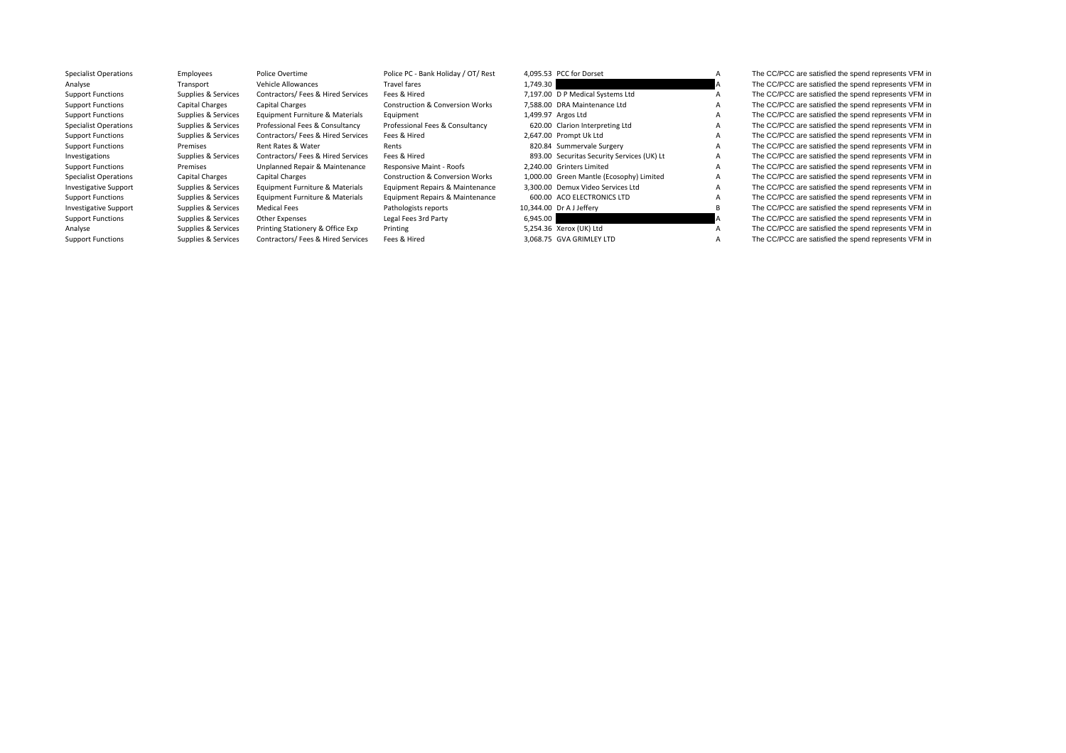| | | | | | | | |
|---|---|---|---|---|---|---|---|
| Specialist Operations | Employees | Police Overtime | Police PC - Bank Holiday / OT/ Rest | 4,095.53 | PCC for Dorset | A | The CC/PCC are satisfied the spend represents VFM in |
| Analyse | Transport | Vehicle Allowances | Travel fares | 1,749.30 | | A | The CC/PCC are satisfied the spend represents VFM in |
| Support Functions | Supplies & Services | Contractors/ Fees & Hired Services | Fees & Hired | 7,197.00 | D P Medical Systems Ltd | A | The CC/PCC are satisfied the spend represents VFM in |
| Support Functions | Capital Charges | Capital Charges | Construction & Conversion Works | 7,588.00 | DRA Maintenance Ltd | A | The CC/PCC are satisfied the spend represents VFM in |
| Support Functions | Supplies & Services | Equipment Furniture & Materials | Equipment | 1,499.97 | Argos Ltd | A | The CC/PCC are satisfied the spend represents VFM in |
| Specialist Operations | Supplies & Services | Professional Fees & Consultancy | Professional Fees & Consultancy | 620.00 | Clarion Interpreting Ltd | A | The CC/PCC are satisfied the spend represents VFM in |
| Support Functions | Supplies & Services | Contractors/ Fees & Hired Services | Fees & Hired | 2,647.00 | Prompt Uk Ltd | A | The CC/PCC are satisfied the spend represents VFM in |
| Support Functions | Premises | Rent Rates & Water | Rents | 820.84 | Summervale Surgery | A | The CC/PCC are satisfied the spend represents VFM in |
| Investigations | Supplies & Services | Contractors/ Fees & Hired Services | Fees & Hired | 893.00 | Securitas Security Services (UK) Lt | A | The CC/PCC are satisfied the spend represents VFM in |
| Support Functions | Premises | Unplanned Repair & Maintenance | Responsive Maint - Roofs | 2,240.00 | Grinters Limited | A | The CC/PCC are satisfied the spend represents VFM in |
| Specialist Operations | Capital Charges | Capital Charges | Construction & Conversion Works | 1,000.00 | Green Mantle (Ecosophy) Limited | A | The CC/PCC are satisfied the spend represents VFM in |
| Investigative Support | Supplies & Services | Equipment Furniture & Materials | Equipment Repairs & Maintenance | 3,300.00 | Demux Video Services Ltd | A | The CC/PCC are satisfied the spend represents VFM in |
| Support Functions | Supplies & Services | Equipment Furniture & Materials | Equipment Repairs & Maintenance | 600.00 | ACO ELECTRONICS LTD | A | The CC/PCC are satisfied the spend represents VFM in |
| Investigative Support | Supplies & Services | Medical Fees | Pathologists reports | 10,344.00 | Dr A J Jeffery | B | The CC/PCC are satisfied the spend represents VFM in |
| Support Functions | Supplies & Services | Other Expenses | Legal Fees 3rd Party | 6,945.00 | | A | The CC/PCC are satisfied the spend represents VFM in |
| Analyse | Supplies & Services | Printing Stationery & Office Exp | Printing | 5,254.36 | Xerox (UK) Ltd | A | The CC/PCC are satisfied the spend represents VFM in |
| Support Functions | Supplies & Services | Contractors/ Fees & Hired Services | Fees & Hired | 3,068.75 | GVA GRIMLEY LTD | A | The CC/PCC are satisfied the spend represents VFM in |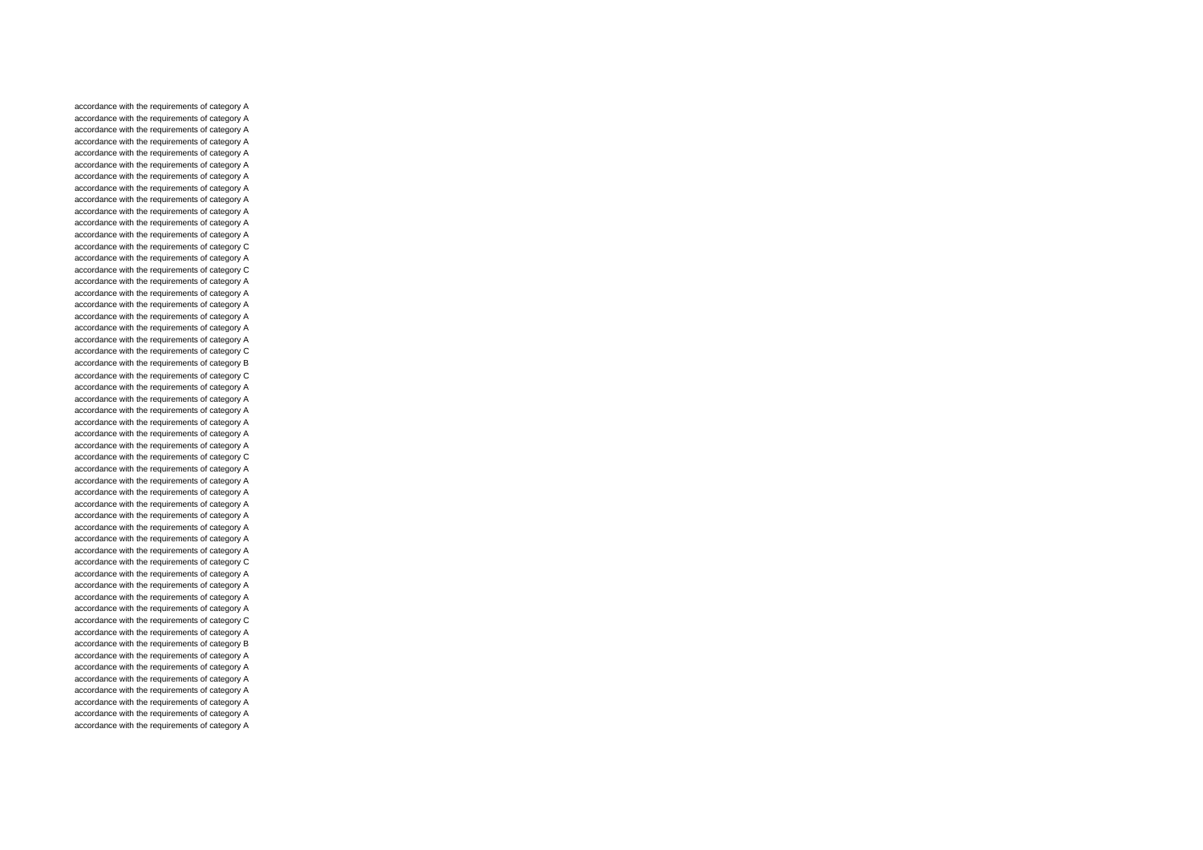accordance with the requirements of category A
accordance with the requirements of category A
accordance with the requirements of category A
accordance with the requirements of category A
accordance with the requirements of category A
accordance with the requirements of category A
accordance with the requirements of category A
accordance with the requirements of category A
accordance with the requirements of category A
accordance with the requirements of category A
accordance with the requirements of category A
accordance with the requirements of category A
accordance with the requirements of category C
accordance with the requirements of category A
accordance with the requirements of category C
accordance with the requirements of category A
accordance with the requirements of category A
accordance with the requirements of category A
accordance with the requirements of category A
accordance with the requirements of category A
accordance with the requirements of category A
accordance with the requirements of category C
accordance with the requirements of category B
accordance with the requirements of category C
accordance with the requirements of category A
accordance with the requirements of category A
accordance with the requirements of category A
accordance with the requirements of category A
accordance with the requirements of category A
accordance with the requirements of category A
accordance with the requirements of category C
accordance with the requirements of category A
accordance with the requirements of category A
accordance with the requirements of category A
accordance with the requirements of category A
accordance with the requirements of category A
accordance with the requirements of category A
accordance with the requirements of category A
accordance with the requirements of category A
accordance with the requirements of category C
accordance with the requirements of category A
accordance with the requirements of category A
accordance with the requirements of category A
accordance with the requirements of category A
accordance with the requirements of category C
accordance with the requirements of category A
accordance with the requirements of category B
accordance with the requirements of category A
accordance with the requirements of category A
accordance with the requirements of category A
accordance with the requirements of category A
accordance with the requirements of category A
accordance with the requirements of category A
accordance with the requirements of category A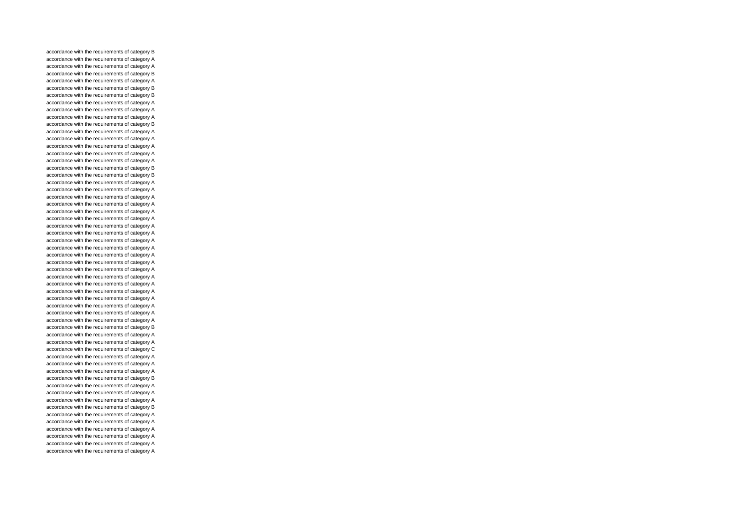accordance with the requirements of category B
accordance with the requirements of category A
accordance with the requirements of category A
accordance with the requirements of category B
accordance with the requirements of category A
accordance with the requirements of category B
accordance with the requirements of category B
accordance with the requirements of category A
accordance with the requirements of category A
accordance with the requirements of category A
accordance with the requirements of category B
accordance with the requirements of category A
accordance with the requirements of category A
accordance with the requirements of category A
accordance with the requirements of category A
accordance with the requirements of category A
accordance with the requirements of category B
accordance with the requirements of category B
accordance with the requirements of category A
accordance with the requirements of category A
accordance with the requirements of category A
accordance with the requirements of category A
accordance with the requirements of category A
accordance with the requirements of category A
accordance with the requirements of category A
accordance with the requirements of category A
accordance with the requirements of category A
accordance with the requirements of category A
accordance with the requirements of category A
accordance with the requirements of category A
accordance with the requirements of category A
accordance with the requirements of category A
accordance with the requirements of category A
accordance with the requirements of category A
accordance with the requirements of category A
accordance with the requirements of category A
accordance with the requirements of category A
accordance with the requirements of category A
accordance with the requirements of category B
accordance with the requirements of category A
accordance with the requirements of category A
accordance with the requirements of category C
accordance with the requirements of category A
accordance with the requirements of category A
accordance with the requirements of category A
accordance with the requirements of category B
accordance with the requirements of category A
accordance with the requirements of category A
accordance with the requirements of category A
accordance with the requirements of category B
accordance with the requirements of category A
accordance with the requirements of category A
accordance with the requirements of category A
accordance with the requirements of category A
accordance with the requirements of category A
accordance with the requirements of category A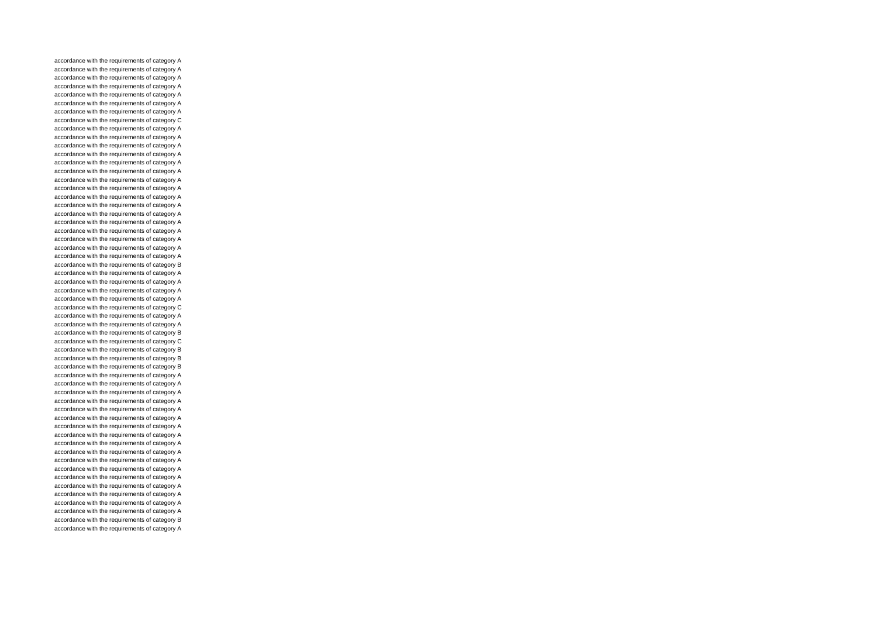accordance with the requirements of category A
accordance with the requirements of category A
accordance with the requirements of category A
accordance with the requirements of category A
accordance with the requirements of category A
accordance with the requirements of category A
accordance with the requirements of category A
accordance with the requirements of category C
accordance with the requirements of category A
accordance with the requirements of category A
accordance with the requirements of category A
accordance with the requirements of category A
accordance with the requirements of category A
accordance with the requirements of category A
accordance with the requirements of category A
accordance with the requirements of category A
accordance with the requirements of category A
accordance with the requirements of category A
accordance with the requirements of category A
accordance with the requirements of category A
accordance with the requirements of category A
accordance with the requirements of category A
accordance with the requirements of category A
accordance with the requirements of category A
accordance with the requirements of category B
accordance with the requirements of category A
accordance with the requirements of category A
accordance with the requirements of category A
accordance with the requirements of category A
accordance with the requirements of category C
accordance with the requirements of category A
accordance with the requirements of category A
accordance with the requirements of category B
accordance with the requirements of category C
accordance with the requirements of category B
accordance with the requirements of category B
accordance with the requirements of category B
accordance with the requirements of category A
accordance with the requirements of category A
accordance with the requirements of category A
accordance with the requirements of category A
accordance with the requirements of category A
accordance with the requirements of category A
accordance with the requirements of category A
accordance with the requirements of category A
accordance with the requirements of category A
accordance with the requirements of category A
accordance with the requirements of category A
accordance with the requirements of category A
accordance with the requirements of category A
accordance with the requirements of category A
accordance with the requirements of category A
accordance with the requirements of category A
accordance with the requirements of category A
accordance with the requirements of category B
accordance with the requirements of category A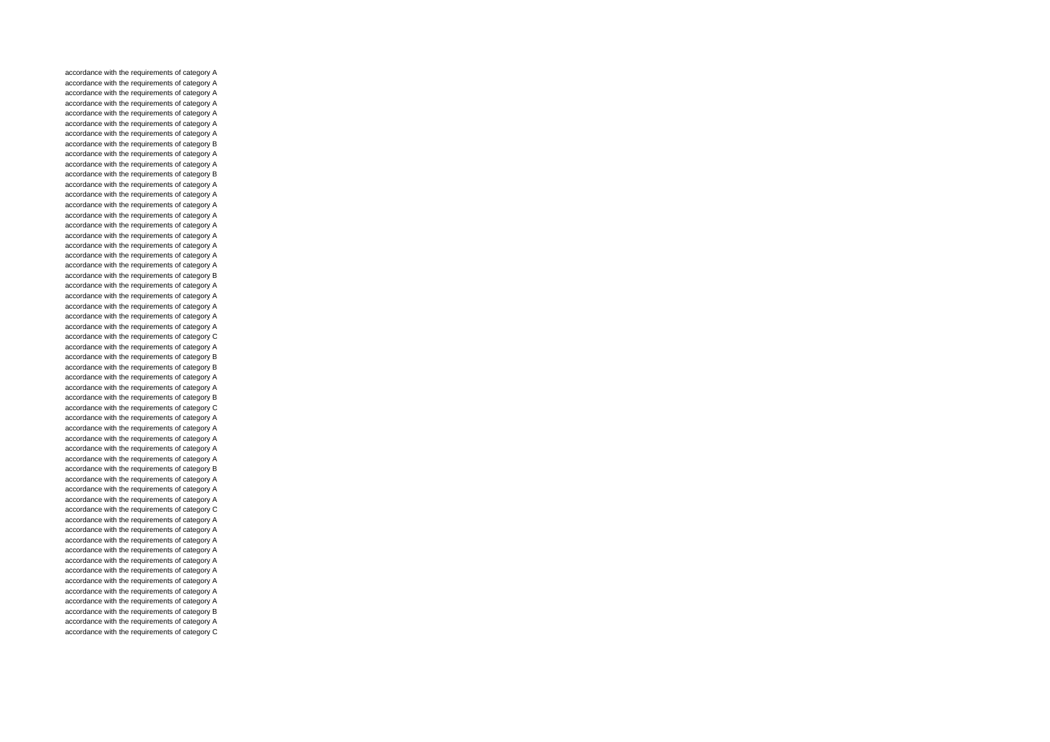accordance with the requirements of category A
accordance with the requirements of category A
accordance with the requirements of category A
accordance with the requirements of category A
accordance with the requirements of category A
accordance with the requirements of category A
accordance with the requirements of category A
accordance with the requirements of category B
accordance with the requirements of category A
accordance with the requirements of category A
accordance with the requirements of category B
accordance with the requirements of category A
accordance with the requirements of category A
accordance with the requirements of category A
accordance with the requirements of category A
accordance with the requirements of category A
accordance with the requirements of category A
accordance with the requirements of category A
accordance with the requirements of category A
accordance with the requirements of category A
accordance with the requirements of category B
accordance with the requirements of category A
accordance with the requirements of category A
accordance with the requirements of category A
accordance with the requirements of category A
accordance with the requirements of category A
accordance with the requirements of category C
accordance with the requirements of category A
accordance with the requirements of category B
accordance with the requirements of category B
accordance with the requirements of category A
accordance with the requirements of category A
accordance with the requirements of category B
accordance with the requirements of category C
accordance with the requirements of category A
accordance with the requirements of category A
accordance with the requirements of category A
accordance with the requirements of category A
accordance with the requirements of category A
accordance with the requirements of category B
accordance with the requirements of category A
accordance with the requirements of category A
accordance with the requirements of category A
accordance with the requirements of category C
accordance with the requirements of category A
accordance with the requirements of category A
accordance with the requirements of category A
accordance with the requirements of category A
accordance with the requirements of category A
accordance with the requirements of category A
accordance with the requirements of category A
accordance with the requirements of category A
accordance with the requirements of category A
accordance with the requirements of category B
accordance with the requirements of category A
accordance with the requirements of category C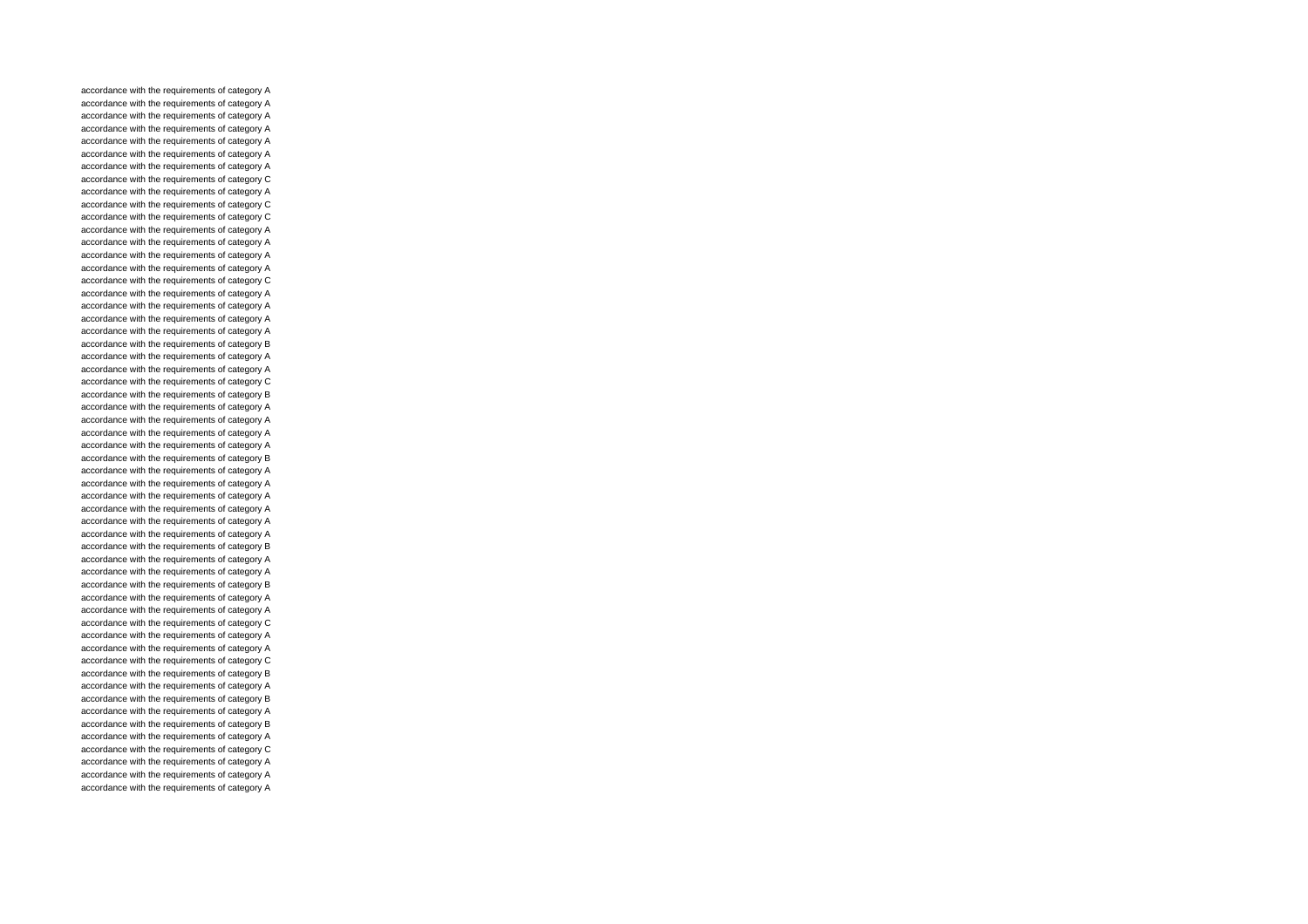accordance with the requirements of category A
accordance with the requirements of category A
accordance with the requirements of category A
accordance with the requirements of category A
accordance with the requirements of category A
accordance with the requirements of category A
accordance with the requirements of category A
accordance with the requirements of category C
accordance with the requirements of category A
accordance with the requirements of category C
accordance with the requirements of category C
accordance with the requirements of category A
accordance with the requirements of category A
accordance with the requirements of category A
accordance with the requirements of category A
accordance with the requirements of category C
accordance with the requirements of category A
accordance with the requirements of category A
accordance with the requirements of category A
accordance with the requirements of category A
accordance with the requirements of category B
accordance with the requirements of category A
accordance with the requirements of category A
accordance with the requirements of category C
accordance with the requirements of category B
accordance with the requirements of category A
accordance with the requirements of category A
accordance with the requirements of category A
accordance with the requirements of category A
accordance with the requirements of category B
accordance with the requirements of category A
accordance with the requirements of category A
accordance with the requirements of category A
accordance with the requirements of category A
accordance with the requirements of category A
accordance with the requirements of category A
accordance with the requirements of category B
accordance with the requirements of category A
accordance with the requirements of category A
accordance with the requirements of category B
accordance with the requirements of category A
accordance with the requirements of category A
accordance with the requirements of category C
accordance with the requirements of category A
accordance with the requirements of category A
accordance with the requirements of category C
accordance with the requirements of category B
accordance with the requirements of category A
accordance with the requirements of category B
accordance with the requirements of category A
accordance with the requirements of category B
accordance with the requirements of category A
accordance with the requirements of category C
accordance with the requirements of category A
accordance with the requirements of category A
accordance with the requirements of category A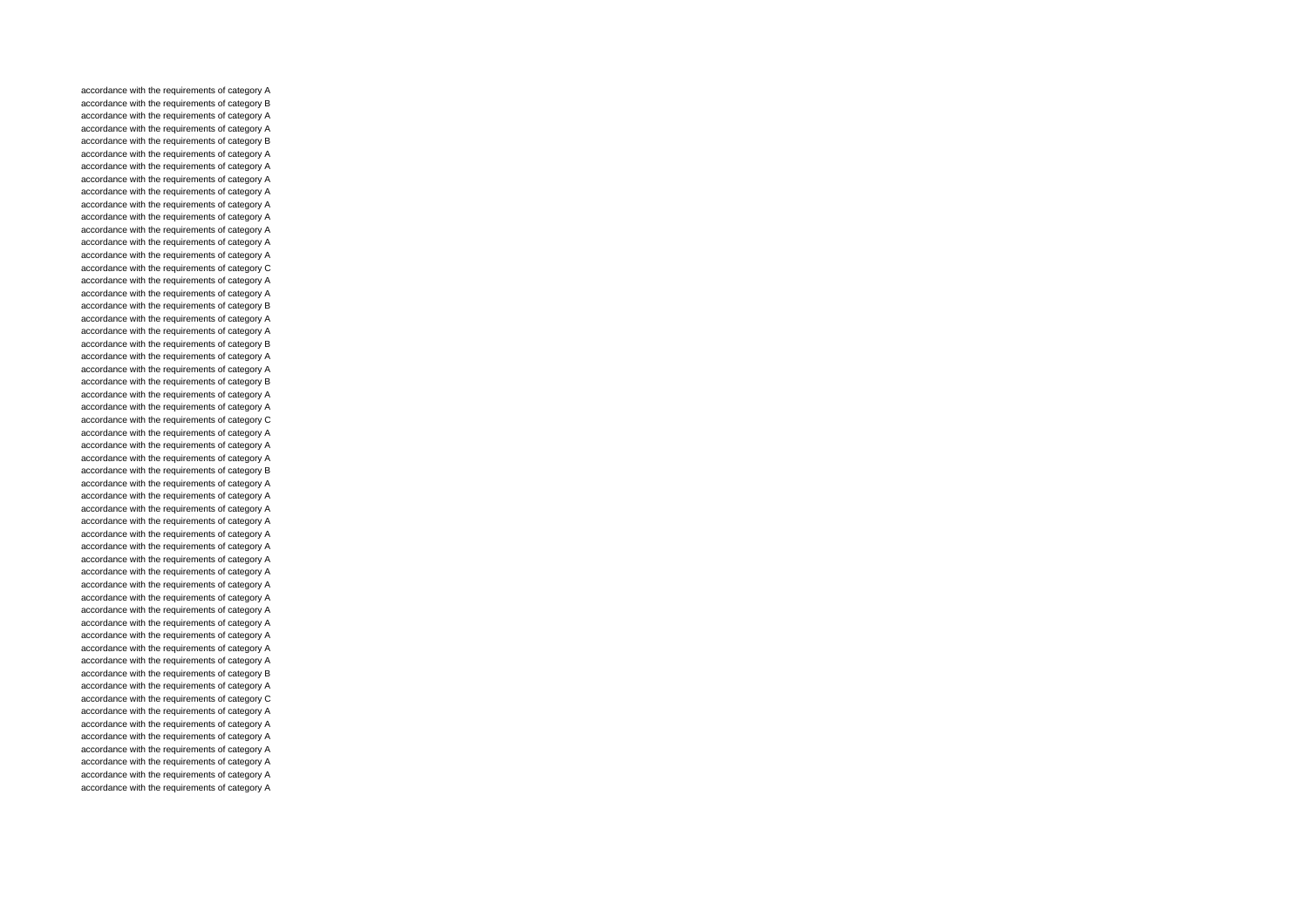accordance with the requirements of category A
accordance with the requirements of category B
accordance with the requirements of category A
accordance with the requirements of category A
accordance with the requirements of category B
accordance with the requirements of category A
accordance with the requirements of category A
accordance with the requirements of category A
accordance with the requirements of category A
accordance with the requirements of category A
accordance with the requirements of category A
accordance with the requirements of category A
accordance with the requirements of category A
accordance with the requirements of category A
accordance with the requirements of category C
accordance with the requirements of category A
accordance with the requirements of category A
accordance with the requirements of category B
accordance with the requirements of category A
accordance with the requirements of category A
accordance with the requirements of category B
accordance with the requirements of category A
accordance with the requirements of category A
accordance with the requirements of category B
accordance with the requirements of category A
accordance with the requirements of category A
accordance with the requirements of category C
accordance with the requirements of category A
accordance with the requirements of category A
accordance with the requirements of category A
accordance with the requirements of category B
accordance with the requirements of category A
accordance with the requirements of category A
accordance with the requirements of category A
accordance with the requirements of category A
accordance with the requirements of category A
accordance with the requirements of category A
accordance with the requirements of category A
accordance with the requirements of category A
accordance with the requirements of category A
accordance with the requirements of category A
accordance with the requirements of category A
accordance with the requirements of category A
accordance with the requirements of category A
accordance with the requirements of category A
accordance with the requirements of category A
accordance with the requirements of category B
accordance with the requirements of category A
accordance with the requirements of category C
accordance with the requirements of category A
accordance with the requirements of category A
accordance with the requirements of category A
accordance with the requirements of category A
accordance with the requirements of category A
accordance with the requirements of category A
accordance with the requirements of category A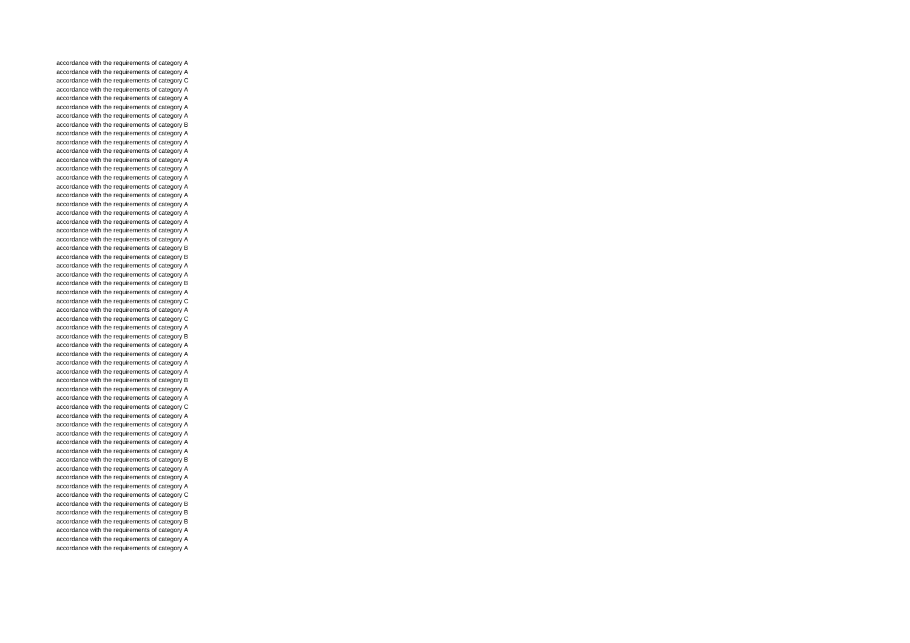accordance with the requirements of category A
accordance with the requirements of category A
accordance with the requirements of category C
accordance with the requirements of category A
accordance with the requirements of category A
accordance with the requirements of category A
accordance with the requirements of category A
accordance with the requirements of category B
accordance with the requirements of category A
accordance with the requirements of category A
accordance with the requirements of category A
accordance with the requirements of category A
accordance with the requirements of category A
accordance with the requirements of category A
accordance with the requirements of category A
accordance with the requirements of category A
accordance with the requirements of category A
accordance with the requirements of category A
accordance with the requirements of category A
accordance with the requirements of category A
accordance with the requirements of category A
accordance with the requirements of category B
accordance with the requirements of category B
accordance with the requirements of category A
accordance with the requirements of category A
accordance with the requirements of category B
accordance with the requirements of category A
accordance with the requirements of category C
accordance with the requirements of category A
accordance with the requirements of category C
accordance with the requirements of category A
accordance with the requirements of category B
accordance with the requirements of category A
accordance with the requirements of category A
accordance with the requirements of category A
accordance with the requirements of category A
accordance with the requirements of category B
accordance with the requirements of category A
accordance with the requirements of category A
accordance with the requirements of category C
accordance with the requirements of category A
accordance with the requirements of category A
accordance with the requirements of category A
accordance with the requirements of category A
accordance with the requirements of category A
accordance with the requirements of category B
accordance with the requirements of category A
accordance with the requirements of category A
accordance with the requirements of category A
accordance with the requirements of category C
accordance with the requirements of category B
accordance with the requirements of category B
accordance with the requirements of category B
accordance with the requirements of category A
accordance with the requirements of category A
accordance with the requirements of category A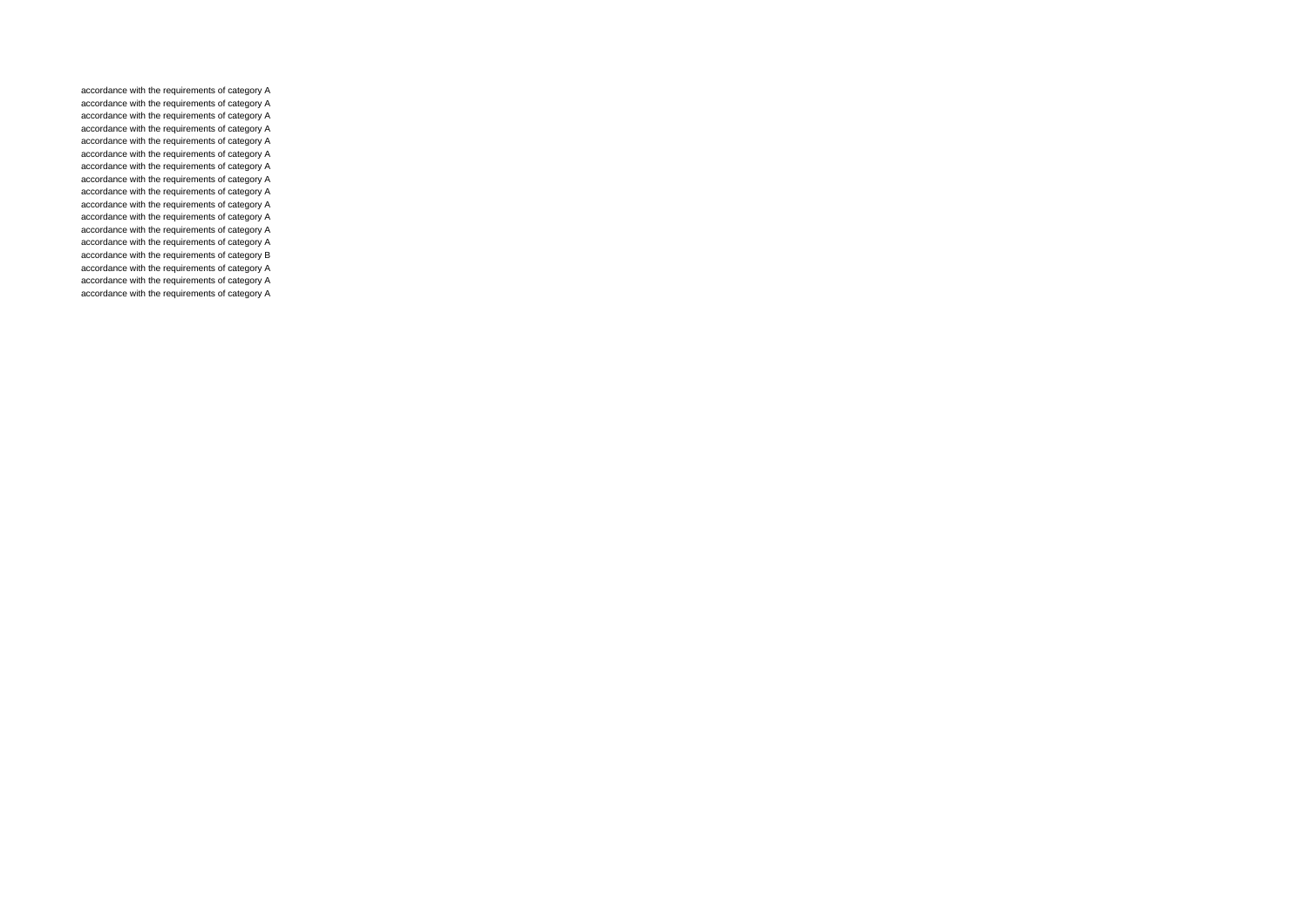accordance with the requirements of category A
accordance with the requirements of category A
accordance with the requirements of category A
accordance with the requirements of category A
accordance with the requirements of category A
accordance with the requirements of category A
accordance with the requirements of category A
accordance with the requirements of category A
accordance with the requirements of category A
accordance with the requirements of category A
accordance with the requirements of category A
accordance with the requirements of category A
accordance with the requirements of category A
accordance with the requirements of category B
accordance with the requirements of category A
accordance with the requirements of category A
accordance with the requirements of category A